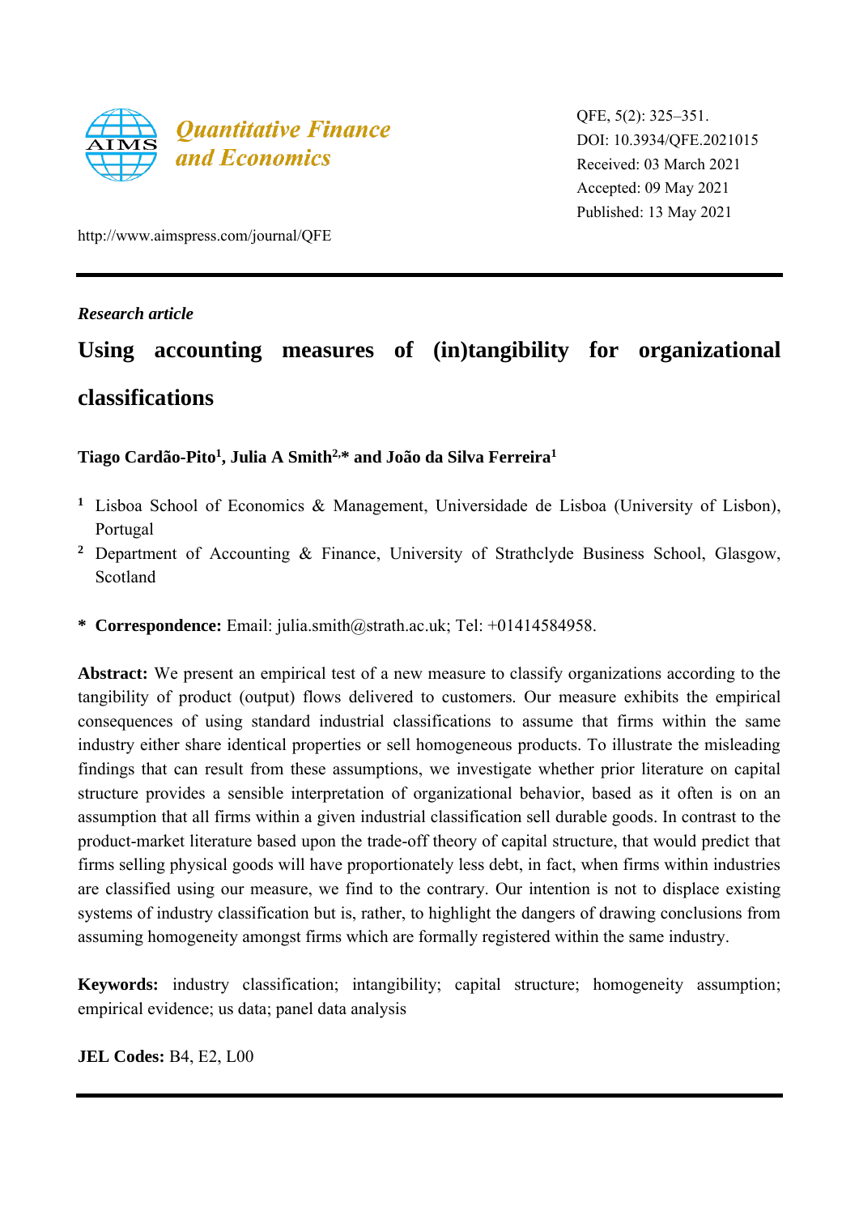QFE, 5(2): 325–351.
DOI: 10.3934/QFE.2021015
Received: 03 March 2021
Accepted: 09 May 2021
Published: 13 May 2021

http://www.aimspress.com/journal/QFE

*Research article*

# Using accounting measures of (in)tangibility for organizational classifications

**Tiago Cardão-Pito[1], Julia A Smith[2,]\* and João da Silva Ferreira[1]**

[1] Lisboa School of Economics & Management, Universidade de Lisboa (University of Lisbon), Portugal

[2] Department of Accounting & Finance, University of Strathclyde Business School, Glasgow, Scotland

\* **Correspondence:** Email: julia.smith@strath.ac.uk; Tel: +01414584958.

**Abstract:** We present an empirical test of a new measure to classify organizations according to the tangibility of product (output) flows delivered to customers. Our measure exhibits the empirical consequences of using standard industrial classifications to assume that firms within the same industry either share identical properties or sell homogeneous products. To illustrate the misleading findings that can result from these assumptions, we investigate whether prior literature on capital structure provides a sensible interpretation of organizational behavior, based as it often is on an assumption that all firms within a given industrial classification sell durable goods. In contrast to the product-market literature based upon the trade-off theory of capital structure, that would predict that firms selling physical goods will have proportionately less debt, in fact, when firms within industries are classified using our measure, we find to the contrary. Our intention is not to displace existing systems of industry classification but is, rather, to highlight the dangers of drawing conclusions from assuming homogeneity amongst firms which are formally registered within the same industry.

**Keywords:** industry classification; intangibility; capital structure; homogeneity assumption; empirical evidence; us data; panel data analysis

**JEL Codes:** B4, E2, L00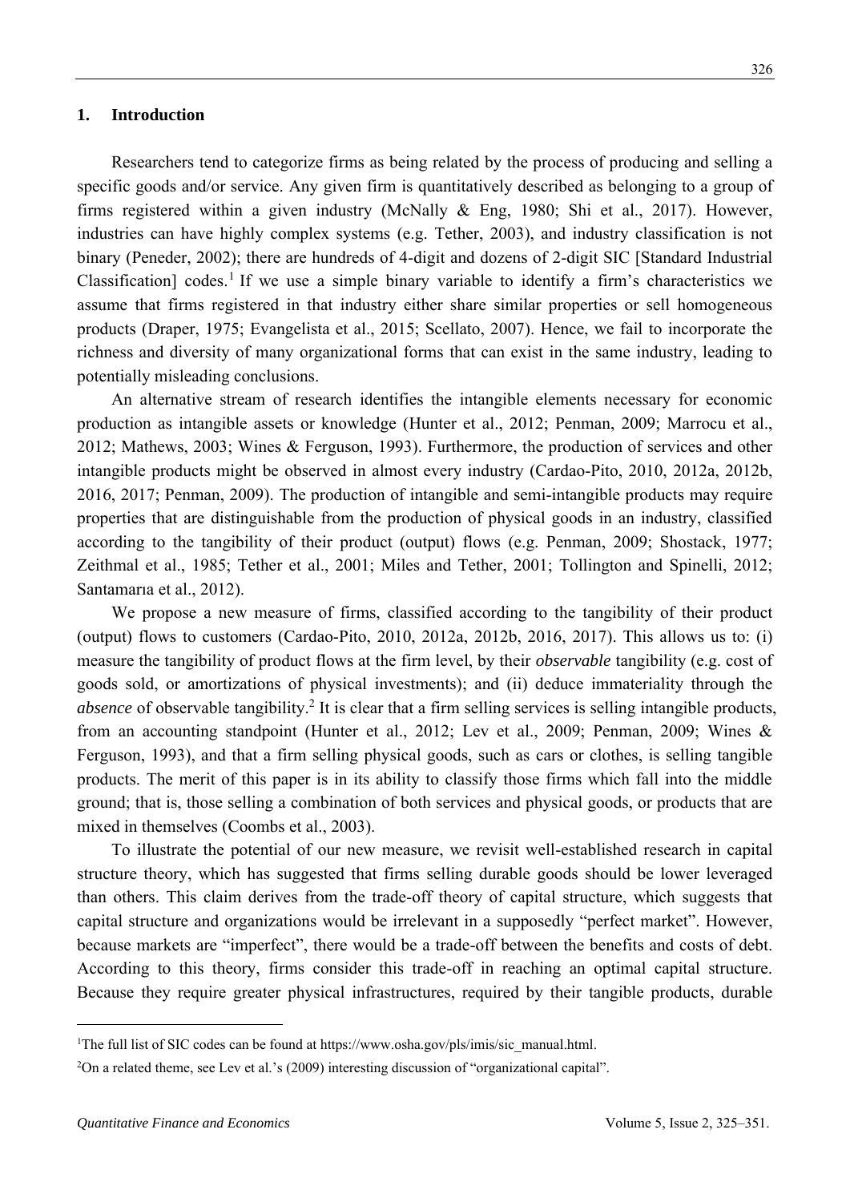## 1. Introduction

Researchers tend to categorize firms as being related by the process of producing and selling a specific goods and/or service. Any given firm is quantitatively described as belonging to a group of firms registered within a given industry (McNally & Eng, 1980; Shi et al., 2017). However, industries can have highly complex systems (e.g. Tether, 2003), and industry classification is not binary (Peneder, 2002); there are hundreds of 4-digit and dozens of 2-digit SIC [Standard Industrial Classification] codes.[1] If we use a simple binary variable to identify a firm's characteristics we assume that firms registered in that industry either share similar properties or sell homogeneous products (Draper, 1975; Evangelista et al., 2015; Scellato, 2007). Hence, we fail to incorporate the richness and diversity of many organizational forms that can exist in the same industry, leading to potentially misleading conclusions.

An alternative stream of research identifies the intangible elements necessary for economic production as intangible assets or knowledge (Hunter et al., 2012; Penman, 2009; Marrocu et al., 2012; Mathews, 2003; Wines & Ferguson, 1993). Furthermore, the production of services and other intangible products might be observed in almost every industry (Cardao-Pito, 2010, 2012a, 2012b, 2016, 2017; Penman, 2009). The production of intangible and semi-intangible products may require properties that are distinguishable from the production of physical goods in an industry, classified according to the tangibility of their product (output) flows (e.g. Penman, 2009; Shostack, 1977; Zeithmal et al., 1985; Tether et al., 2001; Miles and Tether, 2001; Tollington and Spinelli, 2012; Santamarıa et al., 2012).

We propose a new measure of firms, classified according to the tangibility of their product (output) flows to customers (Cardao-Pito, 2010, 2012a, 2012b, 2016, 2017). This allows us to: (i) measure the tangibility of product flows at the firm level, by their *observable* tangibility (e.g. cost of goods sold, or amortizations of physical investments); and (ii) deduce immateriality through the *absence* of observable tangibility.[2] It is clear that a firm selling services is selling intangible products, from an accounting standpoint (Hunter et al., 2012; Lev et al., 2009; Penman, 2009; Wines & Ferguson, 1993), and that a firm selling physical goods, such as cars or clothes, is selling tangible products. The merit of this paper is in its ability to classify those firms which fall into the middle ground; that is, those selling a combination of both services and physical goods, or products that are mixed in themselves (Coombs et al., 2003).

To illustrate the potential of our new measure, we revisit well-established research in capital structure theory, which has suggested that firms selling durable goods should be lower leveraged than others. This claim derives from the trade-off theory of capital structure, which suggests that capital structure and organizations would be irrelevant in a supposedly "perfect market". However, because markets are "imperfect", there would be a trade-off between the benefits and costs of debt. According to this theory, firms consider this trade-off in reaching an optimal capital structure. Because they require greater physical infrastructures, required by their tangible products, durable

---

[1] The full list of SIC codes can be found at https://www.osha.gov/pls/imis/sic_manual.html.

[2] On a related theme, see Lev et al.'s (2009) interesting discussion of "organizational capital".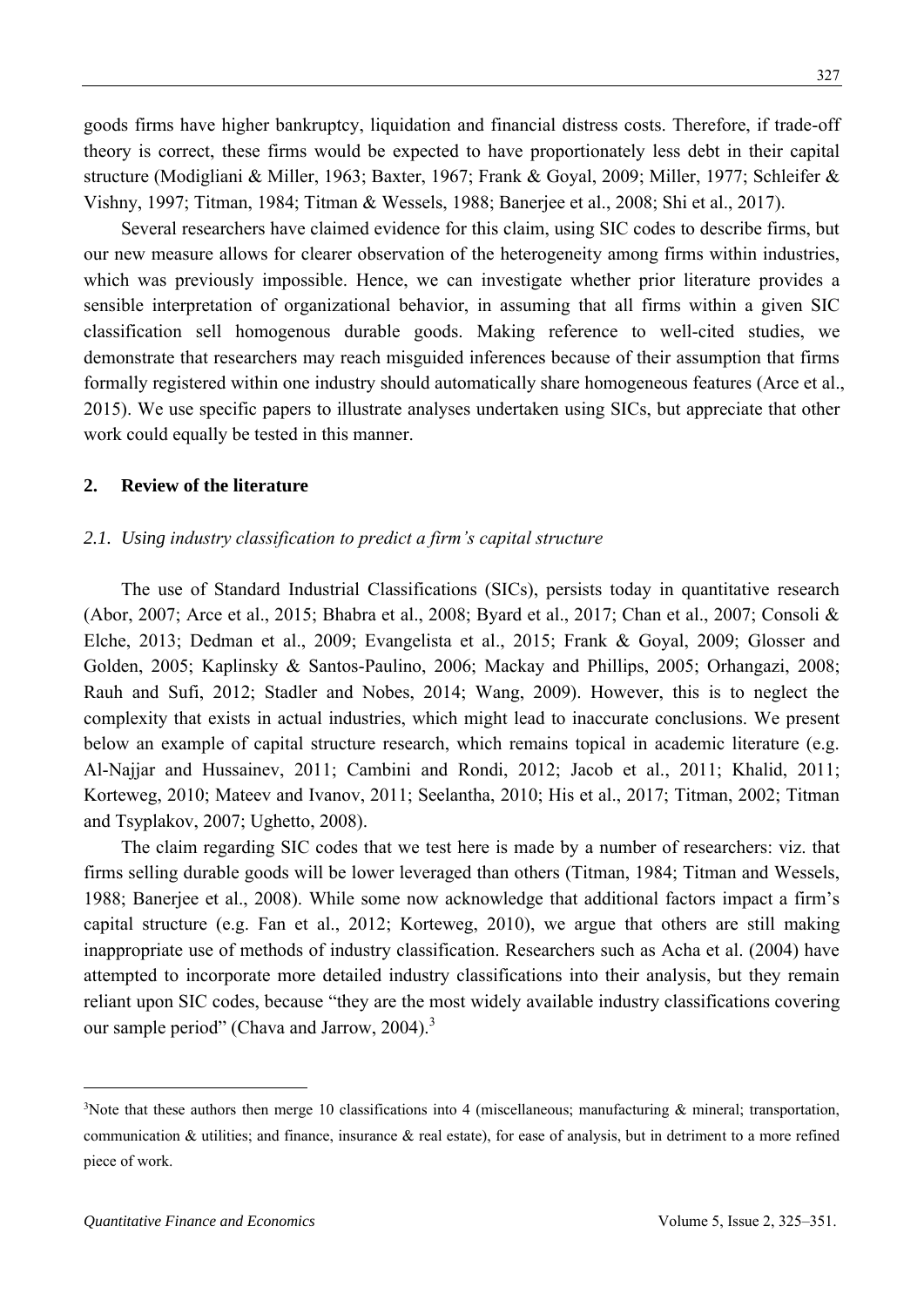goods firms have higher bankruptcy, liquidation and financial distress costs. Therefore, if trade-off theory is correct, these firms would be expected to have proportionately less debt in their capital structure (Modigliani & Miller, 1963; Baxter, 1967; Frank & Goyal, 2009; Miller, 1977; Schleifer & Vishny, 1997; Titman, 1984; Titman & Wessels, 1988; Banerjee et al., 2008; Shi et al., 2017).

Several researchers have claimed evidence for this claim, using SIC codes to describe firms, but our new measure allows for clearer observation of the heterogeneity among firms within industries, which was previously impossible. Hence, we can investigate whether prior literature provides a sensible interpretation of organizational behavior, in assuming that all firms within a given SIC classification sell homogenous durable goods. Making reference to well-cited studies, we demonstrate that researchers may reach misguided inferences because of their assumption that firms formally registered within one industry should automatically share homogeneous features (Arce et al., 2015). We use specific papers to illustrate analyses undertaken using SICs, but appreciate that other work could equally be tested in this manner.

## 2. Review of the literature

### *2.1. Using industry classification to predict a firm's capital structure*

The use of Standard Industrial Classifications (SICs), persists today in quantitative research (Abor, 2007; Arce et al., 2015; Bhabra et al., 2008; Byard et al., 2017; Chan et al., 2007; Consoli & Elche, 2013; Dedman et al., 2009; Evangelista et al., 2015; Frank & Goyal, 2009; Glosser and Golden, 2005; Kaplinsky & Santos-Paulino, 2006; Mackay and Phillips, 2005; Orhangazi, 2008; Rauh and Sufi, 2012; Stadler and Nobes, 2014; Wang, 2009). However, this is to neglect the complexity that exists in actual industries, which might lead to inaccurate conclusions. We present below an example of capital structure research, which remains topical in academic literature (e.g. Al-Najjar and Hussainev, 2011; Cambini and Rondi, 2012; Jacob et al., 2011; Khalid, 2011; Korteweg, 2010; Mateev and Ivanov, 2011; Seelantha, 2010; His et al., 2017; Titman, 2002; Titman and Tsyplakov, 2007; Ughetto, 2008).

The claim regarding SIC codes that we test here is made by a number of researchers: viz. that firms selling durable goods will be lower leveraged than others (Titman, 1984; Titman and Wessels, 1988; Banerjee et al., 2008). While some now acknowledge that additional factors impact a firm's capital structure (e.g. Fan et al., 2012; Korteweg, 2010), we argue that others are still making inappropriate use of methods of industry classification. Researchers such as Acha et al. (2004) have attempted to incorporate more detailed industry classifications into their analysis, but they remain reliant upon SIC codes, because "they are the most widely available industry classifications covering our sample period" (Chava and Jarrow, 2004).[3]

[3]Note that these authors then merge 10 classifications into 4 (miscellaneous; manufacturing & mineral; transportation, communication & utilities; and finance, insurance & real estate), for ease of analysis, but in detriment to a more refined piece of work.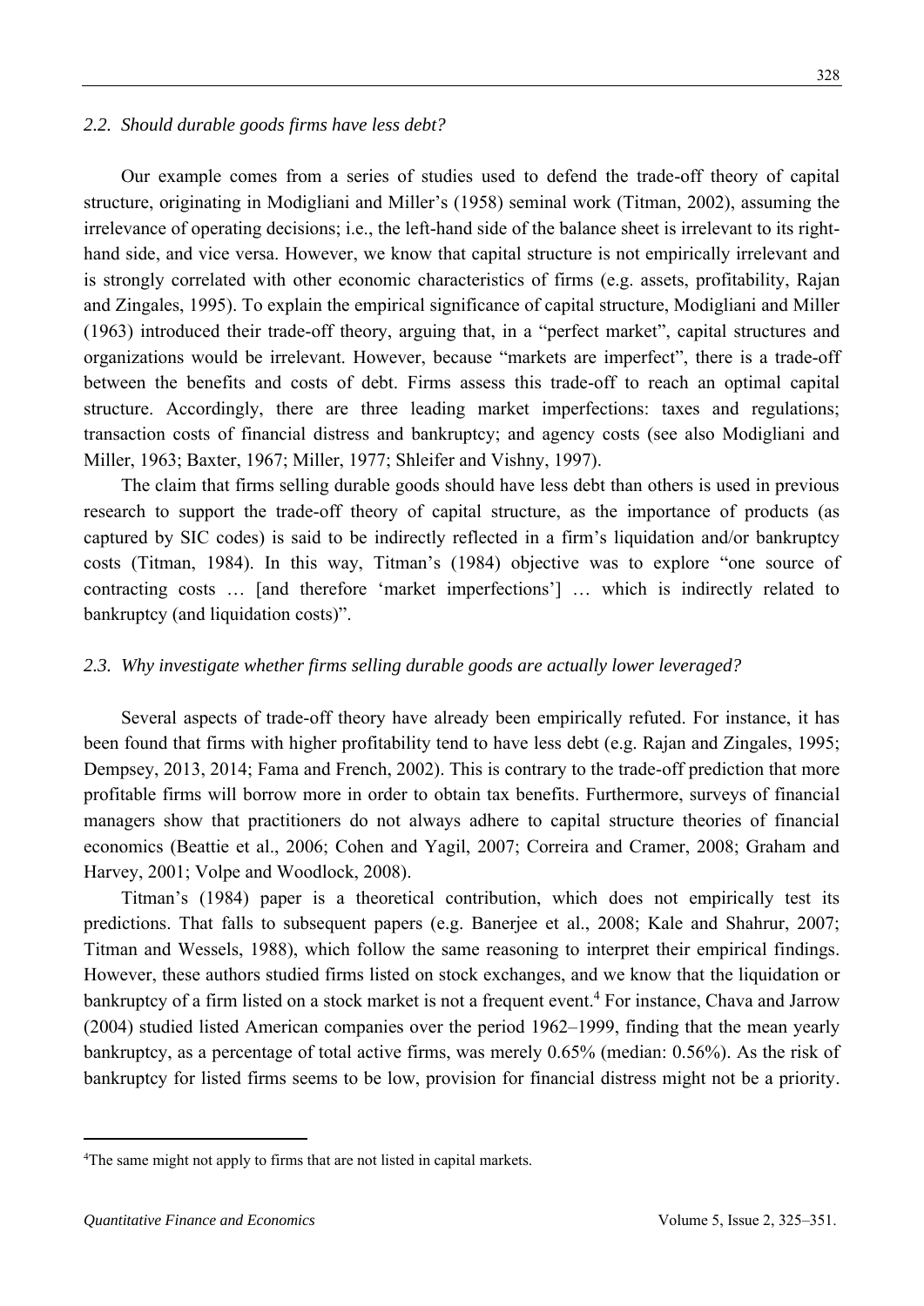### *2.2. Should durable goods firms have less debt?*

Our example comes from a series of studies used to defend the trade-off theory of capital structure, originating in Modigliani and Miller's (1958) seminal work (Titman, 2002), assuming the irrelevance of operating decisions; i.e., the left-hand side of the balance sheet is irrelevant to its right-hand side, and vice versa. However, we know that capital structure is not empirically irrelevant and is strongly correlated with other economic characteristics of firms (e.g. assets, profitability, Rajan and Zingales, 1995). To explain the empirical significance of capital structure, Modigliani and Miller (1963) introduced their trade-off theory, arguing that, in a "perfect market", capital structures and organizations would be irrelevant. However, because "markets are imperfect", there is a trade-off between the benefits and costs of debt. Firms assess this trade-off to reach an optimal capital structure. Accordingly, there are three leading market imperfections: taxes and regulations; transaction costs of financial distress and bankruptcy; and agency costs (see also Modigliani and Miller, 1963; Baxter, 1967; Miller, 1977; Shleifer and Vishny, 1997).

The claim that firms selling durable goods should have less debt than others is used in previous research to support the trade-off theory of capital structure, as the importance of products (as captured by SIC codes) is said to be indirectly reflected in a firm's liquidation and/or bankruptcy costs (Titman, 1984). In this way, Titman's (1984) objective was to explore "one source of contracting costs … [and therefore 'market imperfections'] … which is indirectly related to bankruptcy (and liquidation costs)".

### *2.3. Why investigate whether firms selling durable goods are actually lower leveraged?*

Several aspects of trade-off theory have already been empirically refuted. For instance, it has been found that firms with higher profitability tend to have less debt (e.g. Rajan and Zingales, 1995; Dempsey, 2013, 2014; Fama and French, 2002). This is contrary to the trade-off prediction that more profitable firms will borrow more in order to obtain tax benefits. Furthermore, surveys of financial managers show that practitioners do not always adhere to capital structure theories of financial economics (Beattie et al., 2006; Cohen and Yagil, 2007; Correira and Cramer, 2008; Graham and Harvey, 2001; Volpe and Woodlock, 2008).

Titman's (1984) paper is a theoretical contribution, which does not empirically test its predictions. That falls to subsequent papers (e.g. Banerjee et al., 2008; Kale and Shahrur, 2007; Titman and Wessels, 1988), which follow the same reasoning to interpret their empirical findings. However, these authors studied firms listed on stock exchanges, and we know that the liquidation or bankruptcy of a firm listed on a stock market is not a frequent event.[4] For instance, Chava and Jarrow (2004) studied listed American companies over the period 1962–1999, finding that the mean yearly bankruptcy, as a percentage of total active firms, was merely 0.65% (median: 0.56%). As the risk of bankruptcy for listed firms seems to be low, provision for financial distress might not be a priority.

[4] The same might not apply to firms that are not listed in capital markets.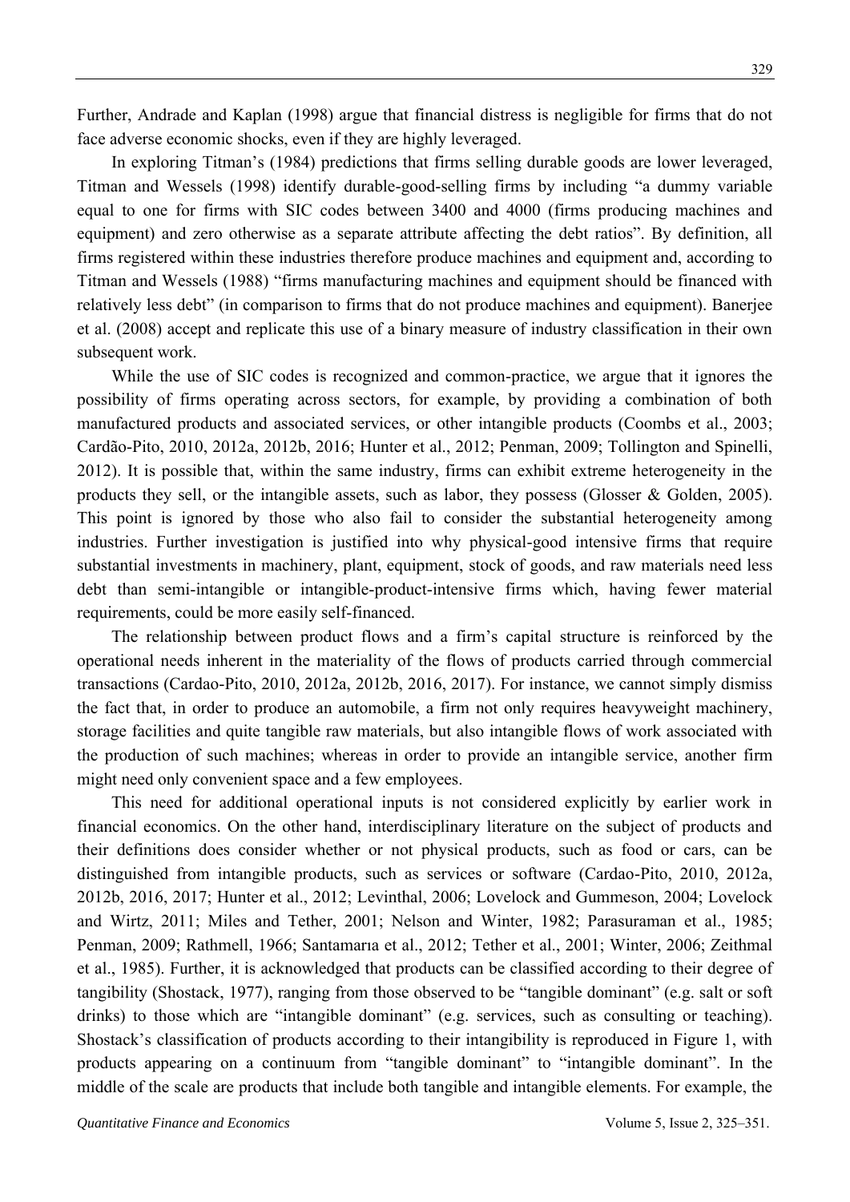Further, Andrade and Kaplan (1998) argue that financial distress is negligible for firms that do not face adverse economic shocks, even if they are highly leveraged.

In exploring Titman's (1984) predictions that firms selling durable goods are lower leveraged, Titman and Wessels (1998) identify durable-good-selling firms by including "a dummy variable equal to one for firms with SIC codes between 3400 and 4000 (firms producing machines and equipment) and zero otherwise as a separate attribute affecting the debt ratios". By definition, all firms registered within these industries therefore produce machines and equipment and, according to Titman and Wessels (1988) "firms manufacturing machines and equipment should be financed with relatively less debt" (in comparison to firms that do not produce machines and equipment). Banerjee et al. (2008) accept and replicate this use of a binary measure of industry classification in their own subsequent work.

While the use of SIC codes is recognized and common-practice, we argue that it ignores the possibility of firms operating across sectors, for example, by providing a combination of both manufactured products and associated services, or other intangible products (Coombs et al., 2003; Cardão-Pito, 2010, 2012a, 2012b, 2016; Hunter et al., 2012; Penman, 2009; Tollington and Spinelli, 2012). It is possible that, within the same industry, firms can exhibit extreme heterogeneity in the products they sell, or the intangible assets, such as labor, they possess (Glosser & Golden, 2005). This point is ignored by those who also fail to consider the substantial heterogeneity among industries. Further investigation is justified into why physical-good intensive firms that require substantial investments in machinery, plant, equipment, stock of goods, and raw materials need less debt than semi-intangible or intangible-product-intensive firms which, having fewer material requirements, could be more easily self-financed.

The relationship between product flows and a firm's capital structure is reinforced by the operational needs inherent in the materiality of the flows of products carried through commercial transactions (Cardao-Pito, 2010, 2012a, 2012b, 2016, 2017). For instance, we cannot simply dismiss the fact that, in order to produce an automobile, a firm not only requires heavyweight machinery, storage facilities and quite tangible raw materials, but also intangible flows of work associated with the production of such machines; whereas in order to provide an intangible service, another firm might need only convenient space and a few employees.

This need for additional operational inputs is not considered explicitly by earlier work in financial economics. On the other hand, interdisciplinary literature on the subject of products and their definitions does consider whether or not physical products, such as food or cars, can be distinguished from intangible products, such as services or software (Cardao-Pito, 2010, 2012a, 2012b, 2016, 2017; Hunter et al., 2012; Levinthal, 2006; Lovelock and Gummeson, 2004; Lovelock and Wirtz, 2011; Miles and Tether, 2001; Nelson and Winter, 1982; Parasuraman et al., 1985; Penman, 2009; Rathmell, 1966; Santamarıa et al., 2012; Tether et al., 2001; Winter, 2006; Zeithmal et al., 1985). Further, it is acknowledged that products can be classified according to their degree of tangibility (Shostack, 1977), ranging from those observed to be "tangible dominant" (e.g. salt or soft drinks) to those which are "intangible dominant" (e.g. services, such as consulting or teaching). Shostack's classification of products according to their intangibility is reproduced in Figure 1, with products appearing on a continuum from "tangible dominant" to "intangible dominant". In the middle of the scale are products that include both tangible and intangible elements. For example, the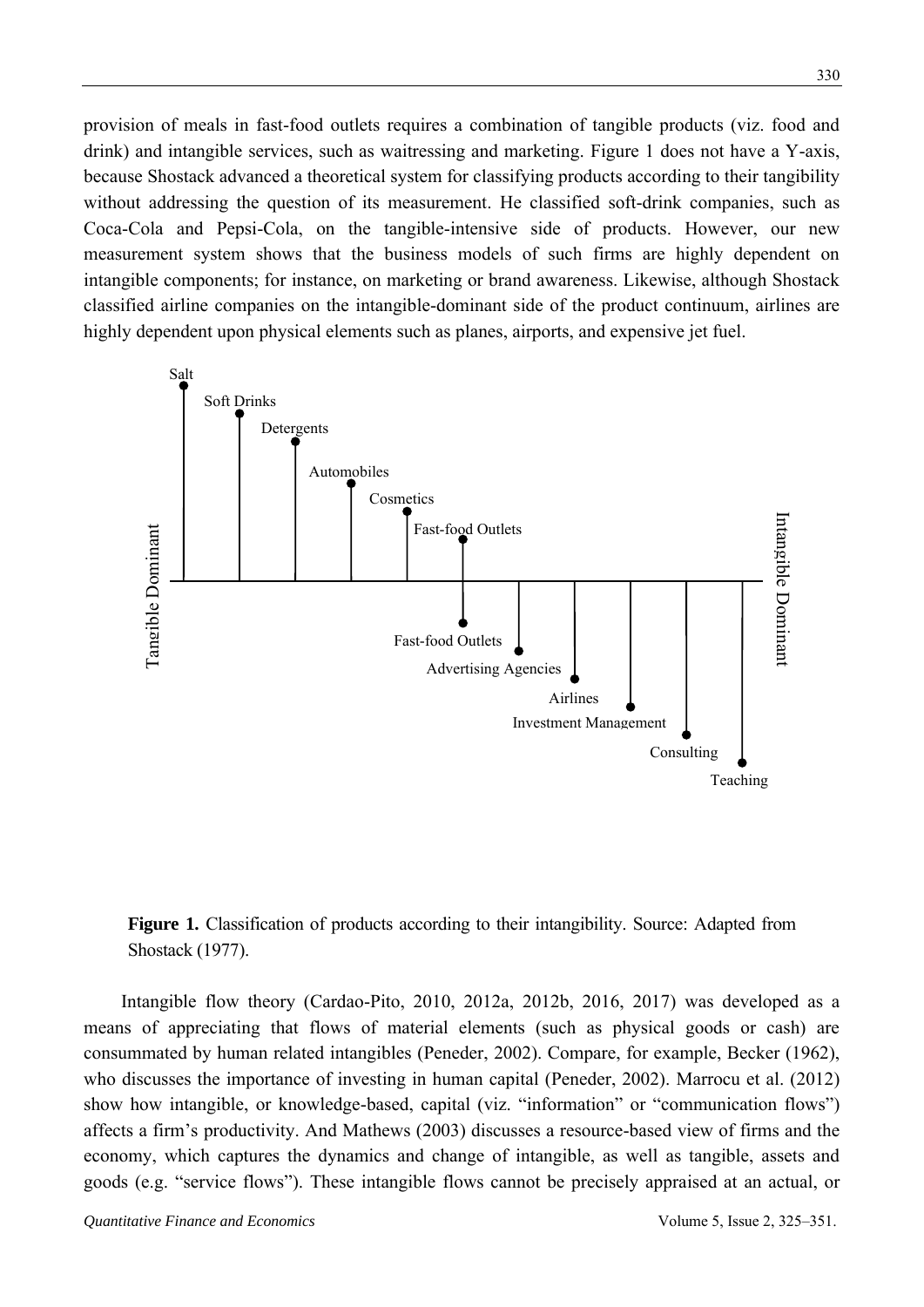provision of meals in fast-food outlets requires a combination of tangible products (viz. food and drink) and intangible services, such as waitressing and marketing. Figure 1 does not have a Y-axis, because Shostack advanced a theoretical system for classifying products according to their tangibility without addressing the question of its measurement. He classified soft-drink companies, such as Coca-Cola and Pepsi-Cola, on the tangible-intensive side of products. However, our new measurement system shows that the business models of such firms are highly dependent on intangible components; for instance, on marketing or brand awareness. Likewise, although Shostack classified airline companies on the intangible-dominant side of the product continuum, airlines are highly dependent upon physical elements such as planes, airports, and expensive jet fuel.

Tangible Dominant — Salt, Soft Drinks, Detergents, Automobiles, Cosmetics, Fast-food Outlets — Fast-food Outlets, Advertising Agencies, Airlines, Investment Management, Consulting, Teaching — Intangible Dominant

**Figure 1.** Classification of products according to their intangibility. Source: Adapted from Shostack (1977).

Intangible flow theory (Cardao-Pito, 2010, 2012a, 2012b, 2016, 2017) was developed as a means of appreciating that flows of material elements (such as physical goods or cash) are consummated by human related intangibles (Peneder, 2002). Compare, for example, Becker (1962), who discusses the importance of investing in human capital (Peneder, 2002). Marrocu et al. (2012) show how intangible, or knowledge-based, capital (viz. "information" or "communication flows") affects a firm's productivity. And Mathews (2003) discusses a resource-based view of firms and the economy, which captures the dynamics and change of intangible, as well as tangible, assets and goods (e.g. "service flows"). These intangible flows cannot be precisely appraised at an actual, or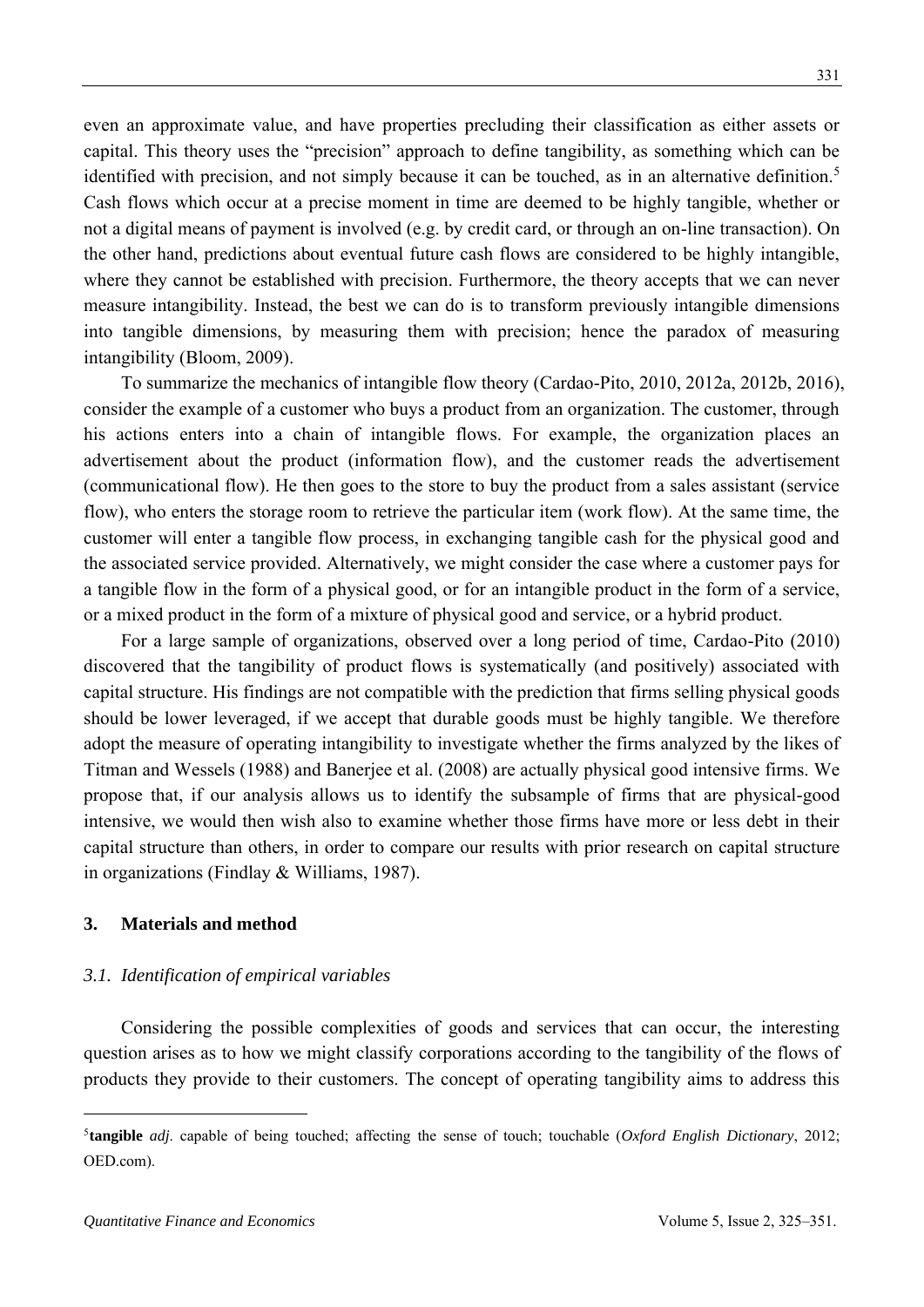even an approximate value, and have properties precluding their classification as either assets or capital. This theory uses the "precision" approach to define tangibility, as something which can be identified with precision, and not simply because it can be touched, as in an alternative definition.[5] Cash flows which occur at a precise moment in time are deemed to be highly tangible, whether or not a digital means of payment is involved (e.g. by credit card, or through an on-line transaction). On the other hand, predictions about eventual future cash flows are considered to be highly intangible, where they cannot be established with precision. Furthermore, the theory accepts that we can never measure intangibility. Instead, the best we can do is to transform previously intangible dimensions into tangible dimensions, by measuring them with precision; hence the paradox of measuring intangibility (Bloom, 2009).

To summarize the mechanics of intangible flow theory (Cardao-Pito, 2010, 2012a, 2012b, 2016), consider the example of a customer who buys a product from an organization. The customer, through his actions enters into a chain of intangible flows. For example, the organization places an advertisement about the product (information flow), and the customer reads the advertisement (communicational flow). He then goes to the store to buy the product from a sales assistant (service flow), who enters the storage room to retrieve the particular item (work flow). At the same time, the customer will enter a tangible flow process, in exchanging tangible cash for the physical good and the associated service provided. Alternatively, we might consider the case where a customer pays for a tangible flow in the form of a physical good, or for an intangible product in the form of a service, or a mixed product in the form of a mixture of physical good and service, or a hybrid product.

For a large sample of organizations, observed over a long period of time, Cardao-Pito (2010) discovered that the tangibility of product flows is systematically (and positively) associated with capital structure. His findings are not compatible with the prediction that firms selling physical goods should be lower leveraged, if we accept that durable goods must be highly tangible. We therefore adopt the measure of operating intangibility to investigate whether the firms analyzed by the likes of Titman and Wessels (1988) and Banerjee et al. (2008) are actually physical good intensive firms. We propose that, if our analysis allows us to identify the subsample of firms that are physical-good intensive, we would then wish also to examine whether those firms have more or less debt in their capital structure than others, in order to compare our results with prior research on capital structure in organizations (Findlay & Williams, 1987).

## 3. Materials and method

### 3.1. Identification of empirical variables

Considering the possible complexities of goods and services that can occur, the interesting question arises as to how we might classify corporations according to the tangibility of the flows of products they provide to their customers. The concept of operating tangibility aims to address this

---

[5] **tangible** *adj*. capable of being touched; affecting the sense of touch; touchable (*Oxford English Dictionary*, 2012; OED.com).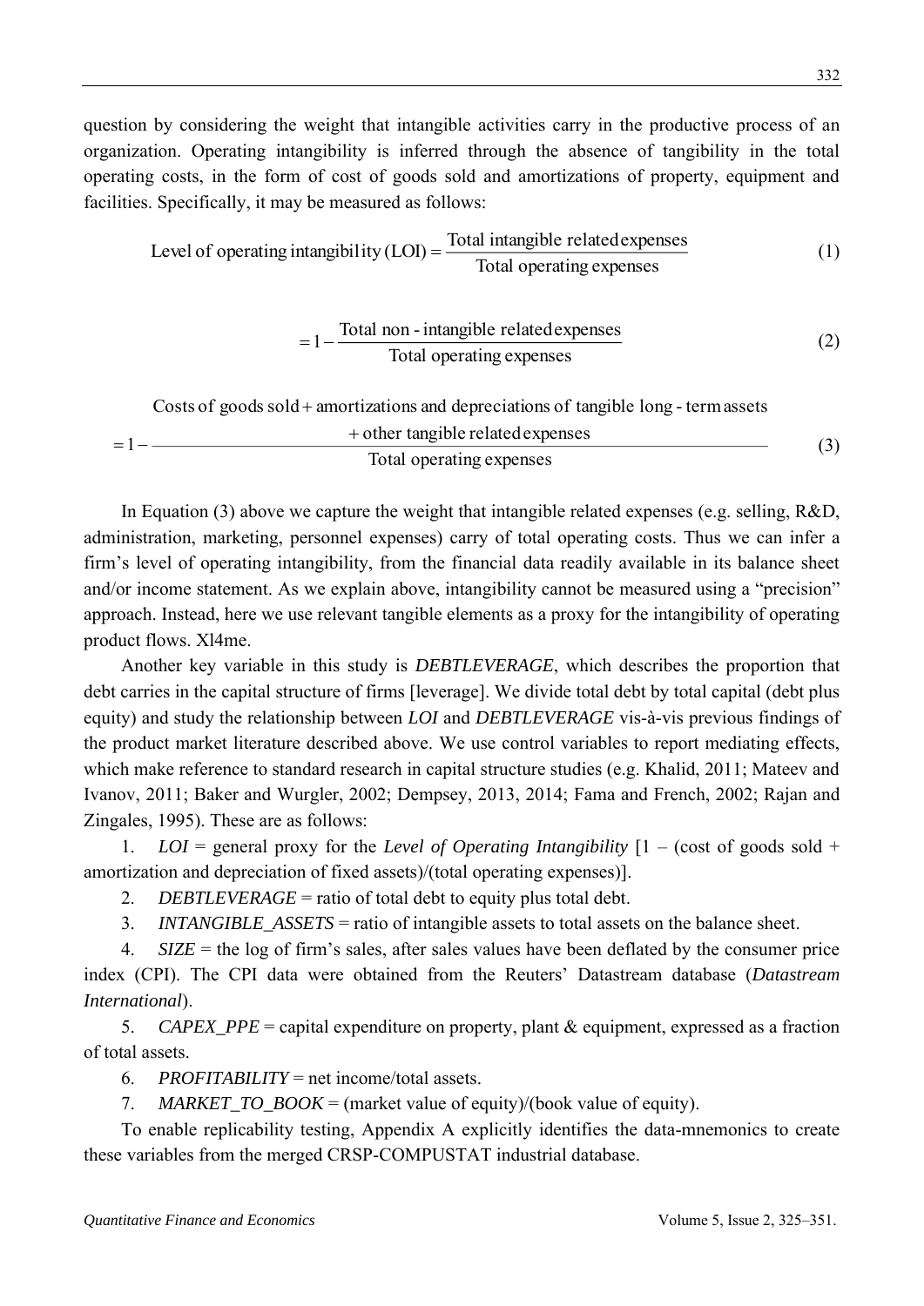question by considering the weight that intangible activities carry in the productive process of an organization. Operating intangibility is inferred through the absence of tangibility in the total operating costs, in the form of cost of goods sold and amortizations of property, equipment and facilities. Specifically, it may be measured as follows:

$$\text{Level of operating intangibility (LOI)} = \frac{\text{Total intangible related expenses}}{\text{Total operating expenses}} \tag{1}$$

$$= 1 - \frac{\text{Total non - intangible related expenses}}{\text{Total operating expenses}} \tag{2}$$

$$= 1 - \frac{\begin{array}{c}\text{Costs of goods sold} + \text{amortizations and depreciations of tangible long - term assets} \\ + \text{other tangible related expenses}\end{array}}{\text{Total operating expenses}} \tag{3}$$

In Equation (3) above we capture the weight that intangible related expenses (e.g. selling, R&D, administration, marketing, personnel expenses) carry of total operating costs. Thus we can infer a firm's level of operating intangibility, from the financial data readily available in its balance sheet and/or income statement. As we explain above, intangibility cannot be measured using a "precision" approach. Instead, here we use relevant tangible elements as a proxy for the intangibility of operating product flows. Xl4me.

Another key variable in this study is *DEBTLEVERAGE*, which describes the proportion that debt carries in the capital structure of firms [leverage]. We divide total debt by total capital (debt plus equity) and study the relationship between *LOI* and *DEBTLEVERAGE* vis-à-vis previous findings of the product market literature described above. We use control variables to report mediating effects, which make reference to standard research in capital structure studies (e.g. Khalid, 2011; Mateev and Ivanov, 2011; Baker and Wurgler, 2002; Dempsey, 2013, 2014; Fama and French, 2002; Rajan and Zingales, 1995). These are as follows:

1. *LOI* = general proxy for the *Level of Operating Intangibility* [1 – (cost of goods sold + amortization and depreciation of fixed assets)/(total operating expenses)].
2. *DEBTLEVERAGE* = ratio of total debt to equity plus total debt.
3. *INTANGIBLE_ASSETS* = ratio of intangible assets to total assets on the balance sheet.
4. *SIZE* = the log of firm's sales, after sales values have been deflated by the consumer price index (CPI). The CPI data were obtained from the Reuters' Datastream database (*Datastream International*).
5. *CAPEX_PPE* = capital expenditure on property, plant & equipment, expressed as a fraction of total assets.
6. *PROFITABILITY* = net income/total assets.
7. *MARKET_TO_BOOK* = (market value of equity)/(book value of equity).

To enable replicability testing, Appendix A explicitly identifies the data-mnemonics to create these variables from the merged CRSP-COMPUSTAT industrial database.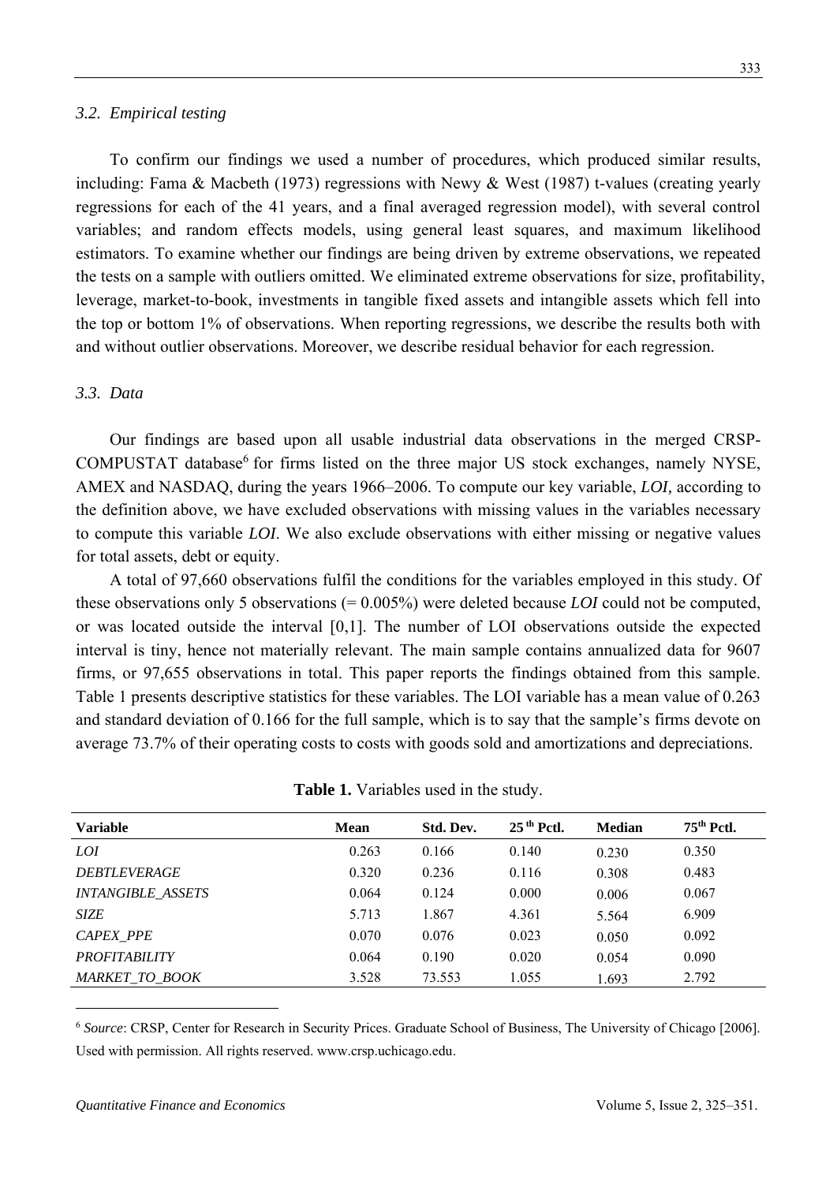### 3.2. Empirical testing

To confirm our findings we used a number of procedures, which produced similar results, including: Fama & Macbeth (1973) regressions with Newy & West (1987) t-values (creating yearly regressions for each of the 41 years, and a final averaged regression model), with several control variables; and random effects models, using general least squares, and maximum likelihood estimators. To examine whether our findings are being driven by extreme observations, we repeated the tests on a sample with outliers omitted. We eliminated extreme observations for size, profitability, leverage, market-to-book, investments in tangible fixed assets and intangible assets which fell into the top or bottom 1% of observations. When reporting regressions, we describe the results both with and without outlier observations. Moreover, we describe residual behavior for each regression.

### 3.3. Data

Our findings are based upon all usable industrial data observations in the merged CRSP-COMPUSTAT database[6] for firms listed on the three major US stock exchanges, namely NYSE, AMEX and NASDAQ, during the years 1966–2006. To compute our key variable, *LOI,* according to the definition above, we have excluded observations with missing values in the variables necessary to compute this variable *LOI*. We also exclude observations with either missing or negative values for total assets, debt or equity.

A total of 97,660 observations fulfil the conditions for the variables employed in this study. Of these observations only 5 observations (= 0.005%) were deleted because *LOI* could not be computed, or was located outside the interval [0,1]. The number of LOI observations outside the expected interval is tiny, hence not materially relevant. The main sample contains annualized data for 9607 firms, or 97,655 observations in total. This paper reports the findings obtained from this sample. Table 1 presents descriptive statistics for these variables. The LOI variable has a mean value of 0.263 and standard deviation of 0.166 for the full sample, which is to say that the sample's firms devote on average 73.7% of their operating costs to costs with goods sold and amortizations and depreciations.

**Table 1.** Variables used in the study.

| Variable | Mean | Std. Dev. | 25 th Pctl. | Median | 75th Pctl. |
|---|---|---|---|---|---|
| *LOI* | 0.263 | 0.166 | 0.140 | 0.230 | 0.350 |
| *DEBTLEVERAGE* | 0.320 | 0.236 | 0.116 | 0.308 | 0.483 |
| *INTANGIBLE_ASSETS* | 0.064 | 0.124 | 0.000 | 0.006 | 0.067 |
| *SIZE* | 5.713 | 1.867 | 4.361 | 5.564 | 6.909 |
| *CAPEX_PPE* | 0.070 | 0.076 | 0.023 | 0.050 | 0.092 |
| *PROFITABILITY* | 0.064 | 0.190 | 0.020 | 0.054 | 0.090 |
| *MARKET_TO_BOOK* | 3.528 | 73.553 | 1.055 | 1.693 | 2.792 |

[6] *Source*: CRSP, Center for Research in Security Prices. Graduate School of Business, The University of Chicago [2006]. Used with permission. All rights reserved. www.crsp.uchicago.edu.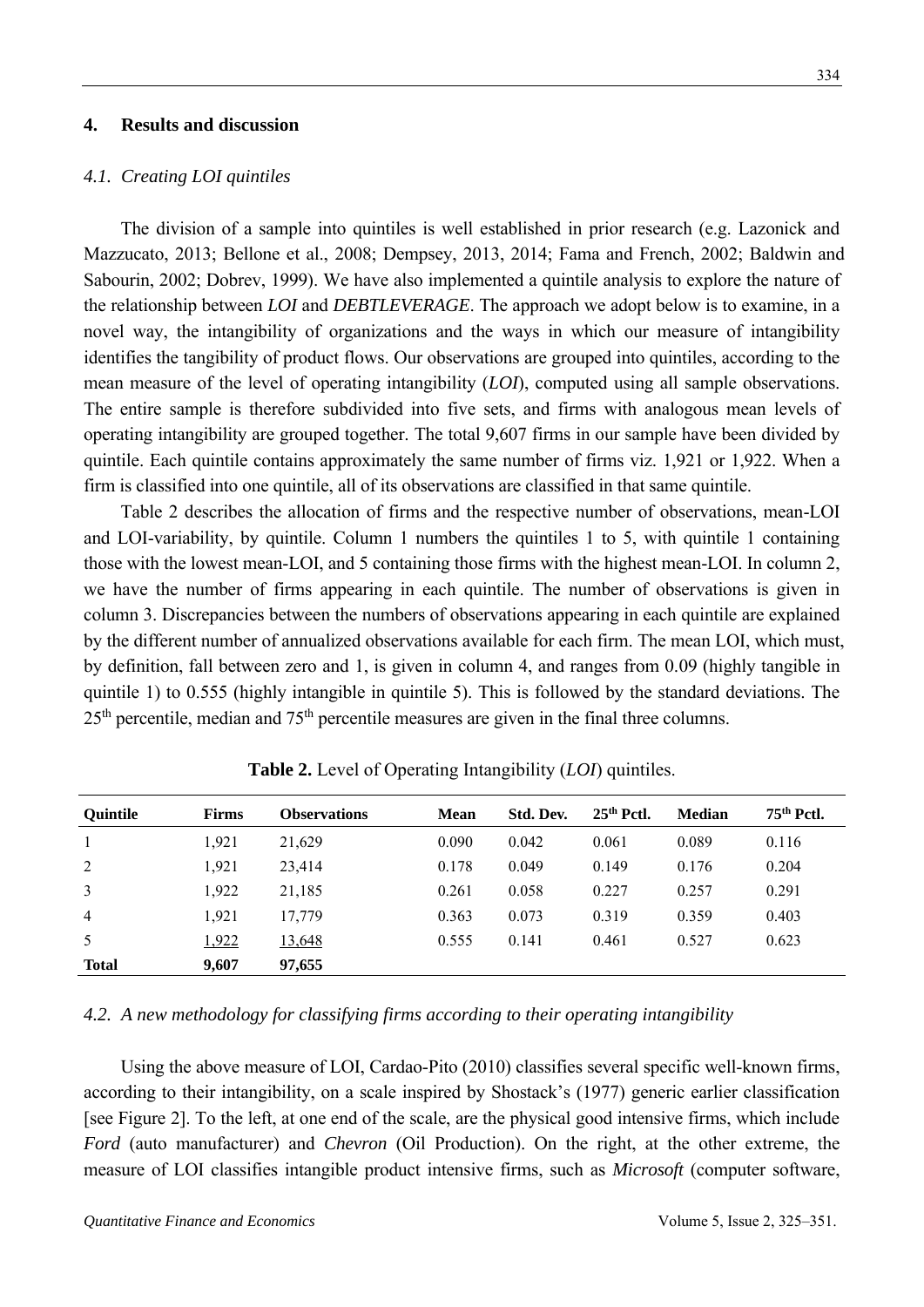## 4. Results and discussion

### 4.1. Creating LOI quintiles

The division of a sample into quintiles is well established in prior research (e.g. Lazonick and Mazzucato, 2013; Bellone et al., 2008; Dempsey, 2013, 2014; Fama and French, 2002; Baldwin and Sabourin, 2002; Dobrev, 1999). We have also implemented a quintile analysis to explore the nature of the relationship between *LOI* and *DEBTLEVERAGE*. The approach we adopt below is to examine, in a novel way, the intangibility of organizations and the ways in which our measure of intangibility identifies the tangibility of product flows. Our observations are grouped into quintiles, according to the mean measure of the level of operating intangibility (*LOI*), computed using all sample observations. The entire sample is therefore subdivided into five sets, and firms with analogous mean levels of operating intangibility are grouped together. The total 9,607 firms in our sample have been divided by quintile. Each quintile contains approximately the same number of firms viz. 1,921 or 1,922. When a firm is classified into one quintile, all of its observations are classified in that same quintile.

Table 2 describes the allocation of firms and the respective number of observations, mean-LOI and LOI-variability, by quintile. Column 1 numbers the quintiles 1 to 5, with quintile 1 containing those with the lowest mean-LOI, and 5 containing those firms with the highest mean-LOI. In column 2, we have the number of firms appearing in each quintile. The number of observations is given in column 3. Discrepancies between the numbers of observations appearing in each quintile are explained by the different number of annualized observations available for each firm. The mean LOI, which must, by definition, fall between zero and 1, is given in column 4, and ranges from 0.09 (highly tangible in quintile 1) to 0.555 (highly intangible in quintile 5). This is followed by the standard deviations. The 25th percentile, median and 75th percentile measures are given in the final three columns.

**Table 2.** Level of Operating Intangibility (*LOI*) quintiles.

| Quintile | Firms | Observations | Mean | Std. Dev. | 25th Pctl. | Median | 75th Pctl. |
|---|---|---|---|---|---|---|---|
| 1 | 1,921 | 21,629 | 0.090 | 0.042 | 0.061 | 0.089 | 0.116 |
| 2 | 1,921 | 23,414 | 0.178 | 0.049 | 0.149 | 0.176 | 0.204 |
| 3 | 1,922 | 21,185 | 0.261 | 0.058 | 0.227 | 0.257 | 0.291 |
| 4 | 1,921 | 17,779 | 0.363 | 0.073 | 0.319 | 0.359 | 0.403 |
| 5 | 1,922 | 13,648 | 0.555 | 0.141 | 0.461 | 0.527 | 0.623 |
| **Total** | **9,607** | **97,655** | | | | | |

### 4.2. A new methodology for classifying firms according to their operating intangibility

Using the above measure of LOI, Cardao-Pito (2010) classifies several specific well-known firms, according to their intangibility, on a scale inspired by Shostack's (1977) generic earlier classification [see Figure 2]. To the left, at one end of the scale, are the physical good intensive firms, which include *Ford* (auto manufacturer) and *Chevron* (Oil Production). On the right, at the other extreme, the measure of LOI classifies intangible product intensive firms, such as *Microsoft* (computer software,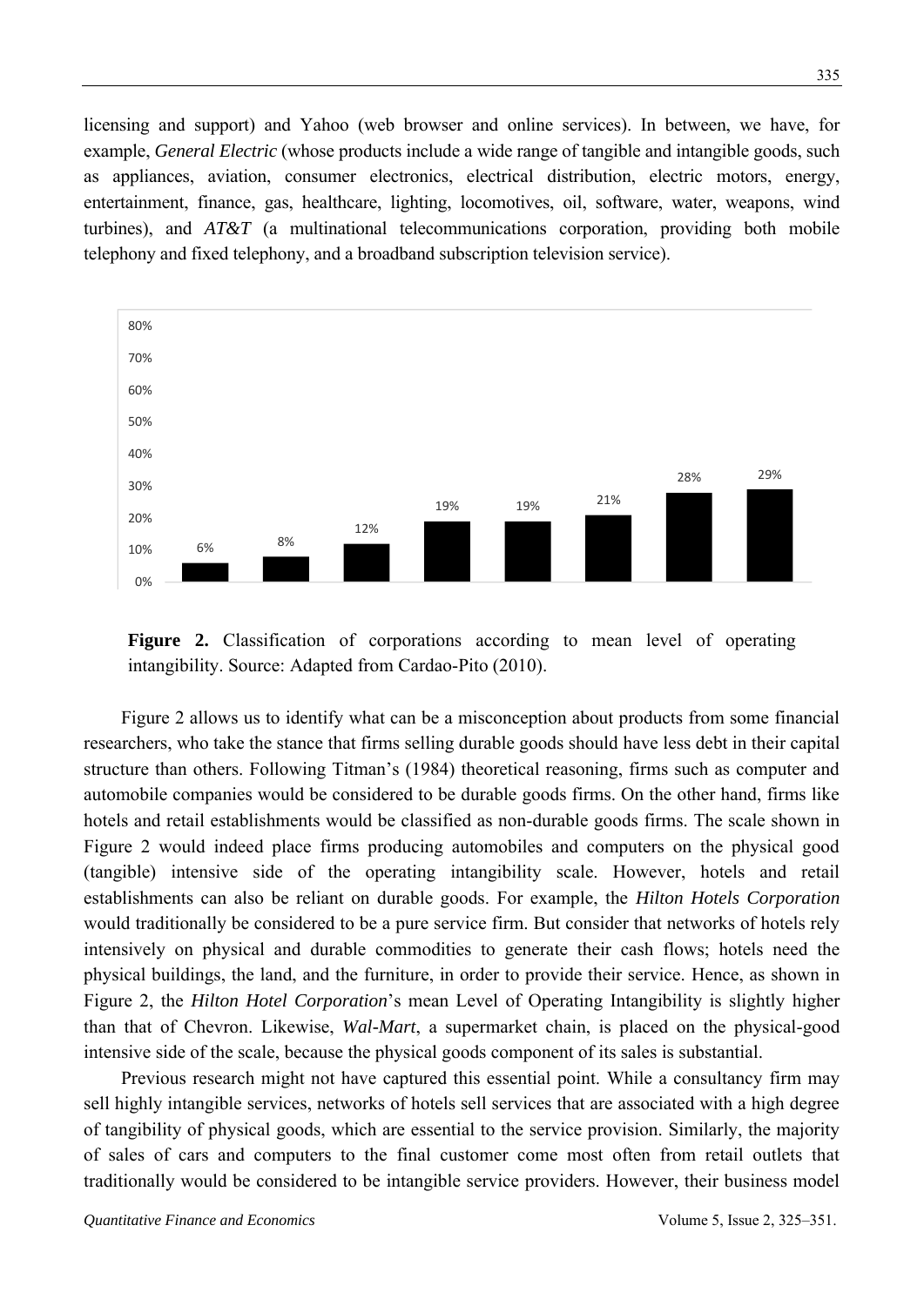licensing and support) and Yahoo (web browser and online services). In between, we have, for example, *General Electric* (whose products include a wide range of tangible and intangible goods, such as appliances, aviation, consumer electronics, electrical distribution, electric motors, energy, entertainment, finance, gas, healthcare, lighting, locomotives, oil, software, water, weapons, wind turbines), and *AT&T* (a multinational telecommunications corporation, providing both mobile telephony and fixed telephony, and a broadband subscription television service).

**Figure 2.** Classification of corporations according to mean level of operating intangibility. Source: Adapted from Cardao-Pito (2010).

Figure 2 allows us to identify what can be a misconception about products from some financial researchers, who take the stance that firms selling durable goods should have less debt in their capital structure than others. Following Titman's (1984) theoretical reasoning, firms such as computer and automobile companies would be considered to be durable goods firms. On the other hand, firms like hotels and retail establishments would be classified as non-durable goods firms. The scale shown in Figure 2 would indeed place firms producing automobiles and computers on the physical good (tangible) intensive side of the operating intangibility scale. However, hotels and retail establishments can also be reliant on durable goods. For example, the *Hilton Hotels Corporation* would traditionally be considered to be a pure service firm. But consider that networks of hotels rely intensively on physical and durable commodities to generate their cash flows; hotels need the physical buildings, the land, and the furniture, in order to provide their service. Hence, as shown in Figure 2, the *Hilton Hotel Corporation*'s mean Level of Operating Intangibility is slightly higher than that of Chevron. Likewise, *Wal-Mart*, a supermarket chain, is placed on the physical-good intensive side of the scale, because the physical goods component of its sales is substantial.

Previous research might not have captured this essential point. While a consultancy firm may sell highly intangible services, networks of hotels sell services that are associated with a high degree of tangibility of physical goods, which are essential to the service provision. Similarly, the majority of sales of cars and computers to the final customer come most often from retail outlets that traditionally would be considered to be intangible service providers. However, their business model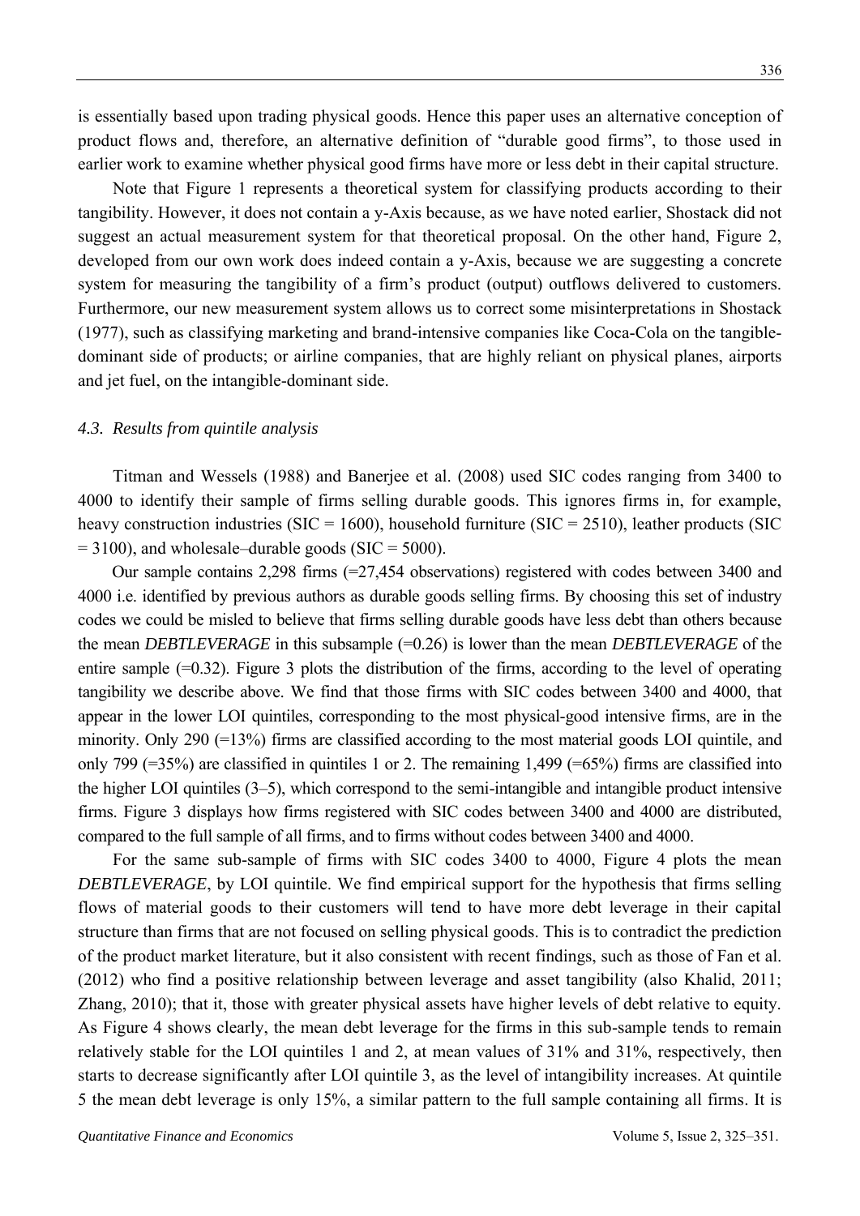is essentially based upon trading physical goods. Hence this paper uses an alternative conception of product flows and, therefore, an alternative definition of "durable good firms", to those used in earlier work to examine whether physical good firms have more or less debt in their capital structure.

Note that Figure 1 represents a theoretical system for classifying products according to their tangibility. However, it does not contain a y-Axis because, as we have noted earlier, Shostack did not suggest an actual measurement system for that theoretical proposal. On the other hand, Figure 2, developed from our own work does indeed contain a y-Axis, because we are suggesting a concrete system for measuring the tangibility of a firm's product (output) outflows delivered to customers. Furthermore, our new measurement system allows us to correct some misinterpretations in Shostack (1977), such as classifying marketing and brand-intensive companies like Coca-Cola on the tangible-dominant side of products; or airline companies, that are highly reliant on physical planes, airports and jet fuel, on the intangible-dominant side.

### *4.3. Results from quintile analysis*

Titman and Wessels (1988) and Banerjee et al. (2008) used SIC codes ranging from 3400 to 4000 to identify their sample of firms selling durable goods. This ignores firms in, for example, heavy construction industries (SIC = 1600), household furniture (SIC = 2510), leather products (SIC = 3100), and wholesale–durable goods (SIC = 5000).

Our sample contains 2,298 firms (=27,454 observations) registered with codes between 3400 and 4000 i.e. identified by previous authors as durable goods selling firms. By choosing this set of industry codes we could be misled to believe that firms selling durable goods have less debt than others because the mean *DEBTLEVERAGE* in this subsample (=0.26) is lower than the mean *DEBTLEVERAGE* of the entire sample (=0.32). Figure 3 plots the distribution of the firms, according to the level of operating tangibility we describe above. We find that those firms with SIC codes between 3400 and 4000, that appear in the lower LOI quintiles, corresponding to the most physical-good intensive firms, are in the minority. Only 290 (=13%) firms are classified according to the most material goods LOI quintile, and only 799 (=35%) are classified in quintiles 1 or 2. The remaining 1,499 (=65%) firms are classified into the higher LOI quintiles (3–5), which correspond to the semi-intangible and intangible product intensive firms. Figure 3 displays how firms registered with SIC codes between 3400 and 4000 are distributed, compared to the full sample of all firms, and to firms without codes between 3400 and 4000.

For the same sub-sample of firms with SIC codes 3400 to 4000, Figure 4 plots the mean *DEBTLEVERAGE*, by LOI quintile. We find empirical support for the hypothesis that firms selling flows of material goods to their customers will tend to have more debt leverage in their capital structure than firms that are not focused on selling physical goods. This is to contradict the prediction of the product market literature, but it also consistent with recent findings, such as those of Fan et al. (2012) who find a positive relationship between leverage and asset tangibility (also Khalid, 2011; Zhang, 2010); that it, those with greater physical assets have higher levels of debt relative to equity. As Figure 4 shows clearly, the mean debt leverage for the firms in this sub-sample tends to remain relatively stable for the LOI quintiles 1 and 2, at mean values of 31% and 31%, respectively, then starts to decrease significantly after LOI quintile 3, as the level of intangibility increases. At quintile 5 the mean debt leverage is only 15%, a similar pattern to the full sample containing all firms. It is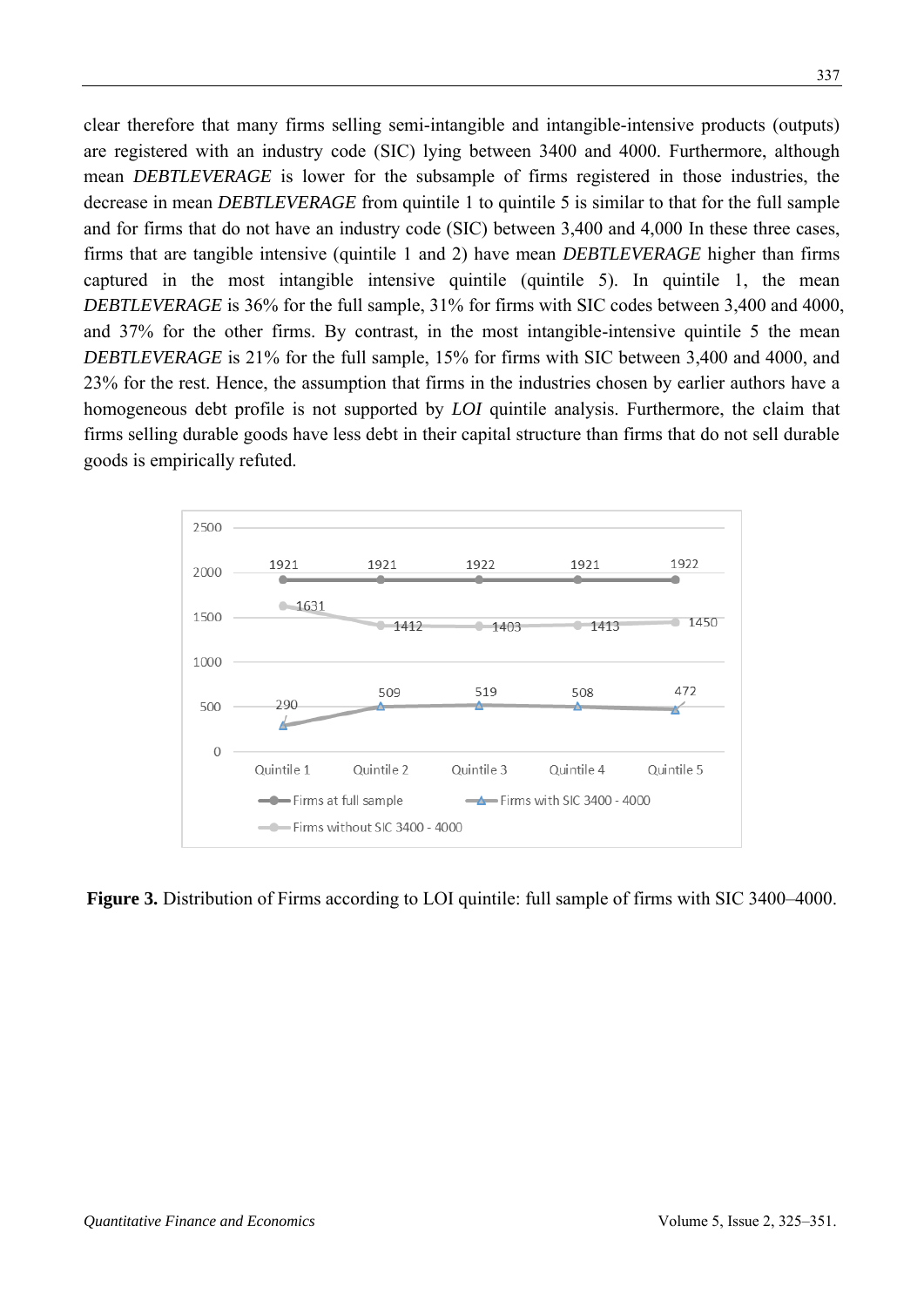clear therefore that many firms selling semi-intangible and intangible-intensive products (outputs) are registered with an industry code (SIC) lying between 3400 and 4000. Furthermore, although mean *DEBTLEVERAGE* is lower for the subsample of firms registered in those industries, the decrease in mean *DEBTLEVERAGE* from quintile 1 to quintile 5 is similar to that for the full sample and for firms that do not have an industry code (SIC) between 3,400 and 4,000 In these three cases, firms that are tangible intensive (quintile 1 and 2) have mean *DEBTLEVERAGE* higher than firms captured in the most intangible intensive quintile (quintile 5). In quintile 1, the mean *DEBTLEVERAGE* is 36% for the full sample, 31% for firms with SIC codes between 3,400 and 4000, and 37% for the other firms. By contrast, in the most intangible-intensive quintile 5 the mean *DEBTLEVERAGE* is 21% for the full sample, 15% for firms with SIC between 3,400 and 4000, and 23% for the rest. Hence, the assumption that firms in the industries chosen by earlier authors have a homogeneous debt profile is not supported by *LOI* quintile analysis. Furthermore, the claim that firms selling durable goods have less debt in their capital structure than firms that do not sell durable goods is empirically refuted.

| | Quintile 1 | Quintile 2 | Quintile 3 | Quintile 4 | Quintile 5 |
|---|---|---|---|---|---|
| Firms at full sample | 1921 | 1921 | 1922 | 1921 | 1922 |
| Firms with SIC 3400 - 4000 | 290 | 509 | 519 | 508 | 472 |
| Firms without SIC 3400 - 4000 | 1631 | 1412 | 1403 | 1413 | 1450 |

**Figure 3.** Distribution of Firms according to LOI quintile: full sample of firms with SIC 3400–4000.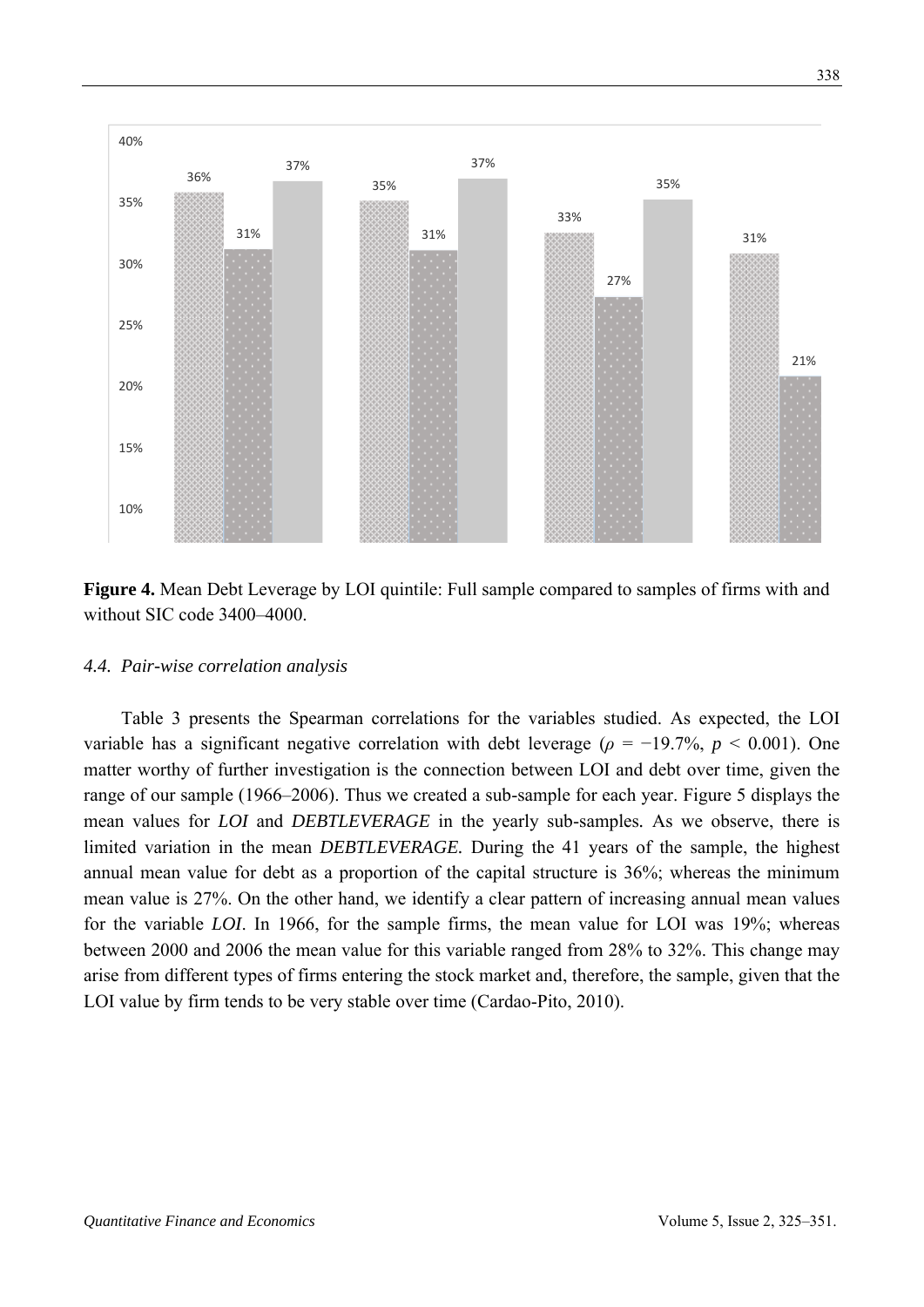**Figure 4.** Mean Debt Leverage by LOI quintile: Full sample compared to samples of firms with and without SIC code 3400–4000.

### 4.4. Pair-wise correlation analysis

Table 3 presents the Spearman correlations for the variables studied. As expected, the LOI variable has a significant negative correlation with debt leverage ($\rho = -19.7\%$, $p < 0.001$). One matter worthy of further investigation is the connection between LOI and debt over time, given the range of our sample (1966–2006). Thus we created a sub-sample for each year. Figure 5 displays the mean values for *LOI* and *DEBTLEVERAGE* in the yearly sub-samples. As we observe, there is limited variation in the mean *DEBTLEVERAGE*. During the 41 years of the sample, the highest annual mean value for debt as a proportion of the capital structure is 36%; whereas the minimum mean value is 27%. On the other hand, we identify a clear pattern of increasing annual mean values for the variable *LOI*. In 1966, for the sample firms, the mean value for LOI was 19%; whereas between 2000 and 2006 the mean value for this variable ranged from 28% to 32%. This change may arise from different types of firms entering the stock market and, therefore, the sample, given that the LOI value by firm tends to be very stable over time (Cardao-Pito, 2010).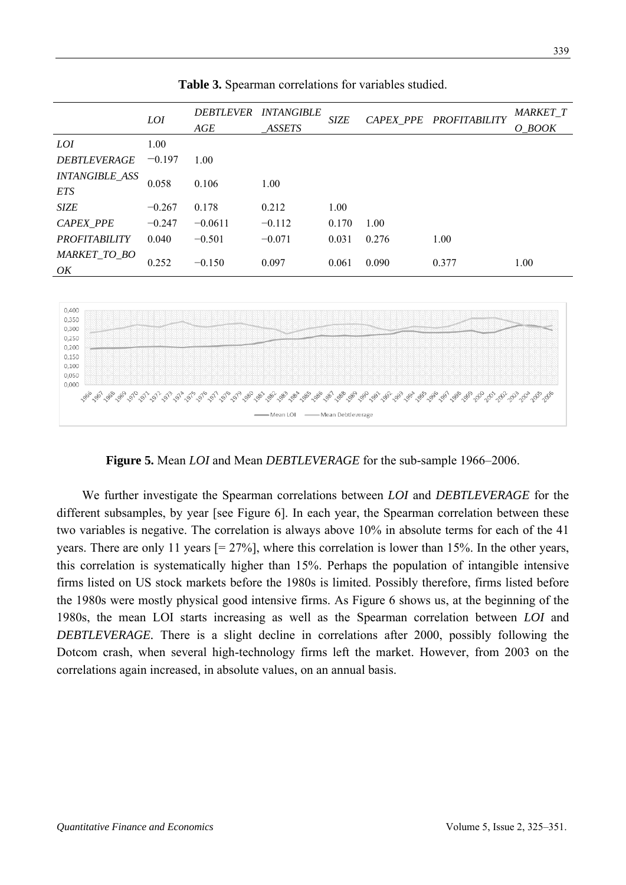**Table 3.** Spearman correlations for variables studied.

| | *LOI* | *DEBTLEVERAGE* | *INTANGIBLE_ASSETS* | *SIZE* | *CAPEX_PPE* | *PROFITABILITY* | *MARKET_TO_BOOK* |
|---|---|---|---|---|---|---|---|
| *LOI* | 1.00 | | | | | | |
| *DEBTLEVERAGE* | −0.197 | 1.00 | | | | | |
| *INTANGIBLE_ASSETS* | 0.058 | 0.106 | 1.00 | | | | |
| *SIZE* | −0.267 | 0.178 | 0.212 | 1.00 | | | |
| *CAPEX_PPE* | −0.247 | −0.0611 | −0.112 | 0.170 | 1.00 | | |
| *PROFITABILITY* | 0.040 | −0.501 | −0.071 | 0.031 | 0.276 | 1.00 | |
| *MARKET_TO_BOOK* | 0.252 | −0.150 | 0.097 | 0.061 | 0.090 | 0.377 | 1.00 |

**Figure 5.** Mean *LOI* and Mean *DEBTLEVERAGE* for the sub-sample 1966–2006.

We further investigate the Spearman correlations between *LOI* and *DEBTLEVERAGE* for the different subsamples, by year [see Figure 6]. In each year, the Spearman correlation between these two variables is negative. The correlation is always above 10% in absolute terms for each of the 41 years. There are only 11 years [= 27%], where this correlation is lower than 15%. In the other years, this correlation is systematically higher than 15%. Perhaps the population of intangible intensive firms listed on US stock markets before the 1980s is limited. Possibly therefore, firms listed before the 1980s were mostly physical good intensive firms. As Figure 6 shows us, at the beginning of the 1980s, the mean LOI starts increasing as well as the Spearman correlation between *LOI* and *DEBTLEVERAGE*. There is a slight decline in correlations after 2000, possibly following the Dotcom crash, when several high-technology firms left the market. However, from 2003 on the correlations again increased, in absolute values, on an annual basis.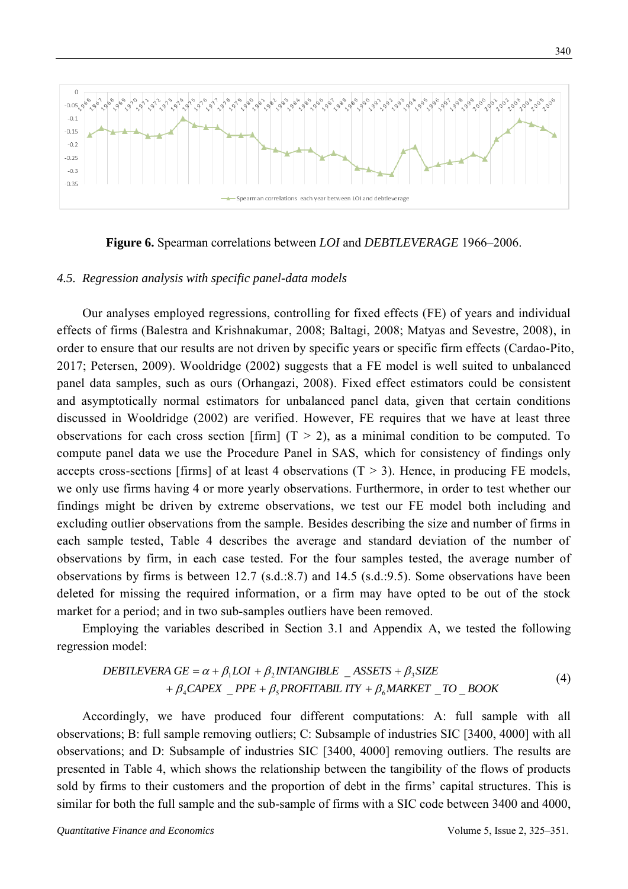**Figure 6.** Spearman correlations between *LOI* and *DEBTLEVERAGE* 1966–2006.

### 4.5. Regression analysis with specific panel-data models

Our analyses employed regressions, controlling for fixed effects (FE) of years and individual effects of firms (Balestra and Krishnakumar, 2008; Baltagi, 2008; Matyas and Sevestre, 2008), in order to ensure that our results are not driven by specific years or specific firm effects (Cardao-Pito, 2017; Petersen, 2009). Wooldridge (2002) suggests that a FE model is well suited to unbalanced panel data samples, such as ours (Orhangazi, 2008). Fixed effect estimators could be consistent and asymptotically normal estimators for unbalanced panel data, given that certain conditions discussed in Wooldridge (2002) are verified. However, FE requires that we have at least three observations for each cross section [firm] ($T > 2$), as a minimal condition to be computed. To compute panel data we use the Procedure Panel in SAS, which for consistency of findings only accepts cross-sections [firms] of at least 4 observations ($T > 3$). Hence, in producing FE models, we only use firms having 4 or more yearly observations. Furthermore, in order to test whether our findings might be driven by extreme observations, we test our FE model both including and excluding outlier observations from the sample. Besides describing the size and number of firms in each sample tested, Table 4 describes the average and standard deviation of the number of observations by firm, in each case tested. For the four samples tested, the average number of observations by firms is between 12.7 (s.d.:8.7) and 14.5 (s.d.:9.5). Some observations have been deleted for missing the required information, or a firm may have opted to be out of the stock market for a period; and in two sub-samples outliers have been removed.

Employing the variables described in Section 3.1 and Appendix A, we tested the following regression model:

$$\begin{aligned} DEBTLEVERAGE = \alpha + \beta_1 LOI + \beta_2 INTANGIBLE\_ASSETS + \beta_3 SIZE \\ + \beta_4 CAPEX\_PPE + \beta_5 PROFITABILITY + \beta_6 MARKET\_TO\_BOOK \end{aligned} \tag{4}$$

Accordingly, we have produced four different computations: A: full sample with all observations; B: full sample removing outliers; C: Subsample of industries SIC [3400, 4000] with all observations; and D: Subsample of industries SIC [3400, 4000] removing outliers. The results are presented in Table 4, which shows the relationship between the tangibility of the flows of products sold by firms to their customers and the proportion of debt in the firms' capital structures. This is similar for both the full sample and the sub-sample of firms with a SIC code between 3400 and 4000,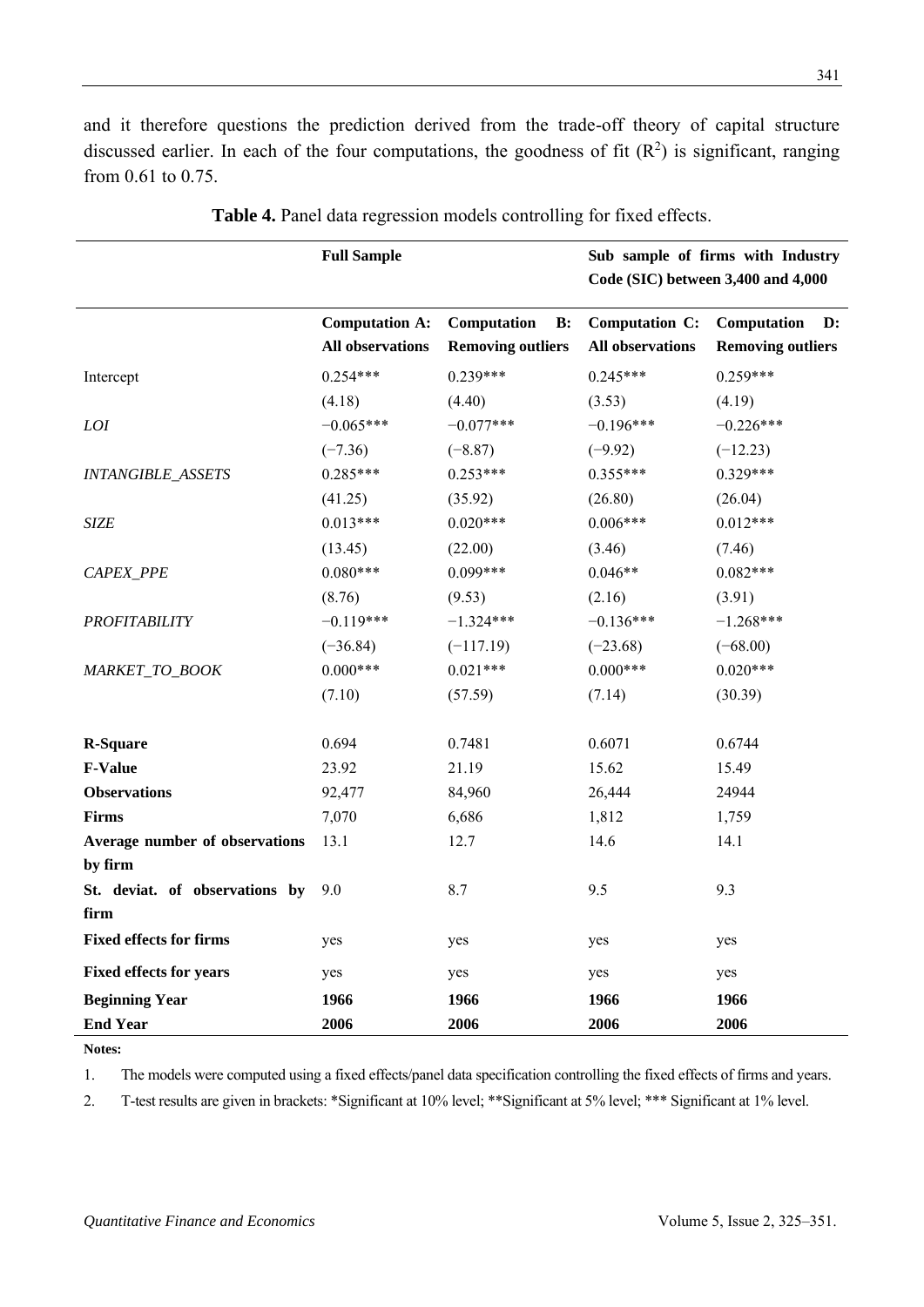and it therefore questions the prediction derived from the trade-off theory of capital structure discussed earlier. In each of the four computations, the goodness of fit ($R^2$) is significant, ranging from 0.61 to 0.75.

**Table 4.** Panel data regression models controlling for fixed effects.

| | **Full Sample** | | **Sub sample of firms with Industry Code (SIC) between 3,400 and 4,000** | |
|---|---|---|---|---|
| | **Computation A: All observations** | **Computation B: Removing outliers** | **Computation C: All observations** | **Computation D: Removing outliers** |
| Intercept | 0.254*** | 0.239*** | 0.245*** | 0.259*** |
| | (4.18) | (4.40) | (3.53) | (4.19) |
| *LOI* | −0.065*** | −0.077*** | −0.196*** | −0.226*** |
| | (−7.36) | (−8.87) | (−9.92) | (−12.23) |
| *INTANGIBLE_ASSETS* | 0.285*** | 0.253*** | 0.355*** | 0.329*** |
| | (41.25) | (35.92) | (26.80) | (26.04) |
| *SIZE* | 0.013*** | 0.020*** | 0.006*** | 0.012*** |
| | (13.45) | (22.00) | (3.46) | (7.46) |
| *CAPEX_PPE* | 0.080*** | 0.099*** | 0.046** | 0.082*** |
| | (8.76) | (9.53) | (2.16) | (3.91) |
| *PROFITABILITY* | −0.119*** | −1.324*** | −0.136*** | −1.268*** |
| | (−36.84) | (−117.19) | (−23.68) | (−68.00) |
| *MARKET_TO_BOOK* | 0.000*** | 0.021*** | 0.000*** | 0.020*** |
| | (7.10) | (57.59) | (7.14) | (30.39) |
| **R-Square** | 0.694 | 0.7481 | 0.6071 | 0.6744 |
| **F-Value** | 23.92 | 21.19 | 15.62 | 15.49 |
| **Observations** | 92,477 | 84,960 | 26,444 | 24944 |
| **Firms** | 7,070 | 6,686 | 1,812 | 1,759 |
| **Average number of observations by firm** | 13.1 | 12.7 | 14.6 | 14.1 |
| **St. deviat. of observations by firm** | 9.0 | 8.7 | 9.5 | 9.3 |
| **Fixed effects for firms** | yes | yes | yes | yes |
| **Fixed effects for years** | yes | yes | yes | yes |
| **Beginning Year** | **1966** | **1966** | **1966** | **1966** |
| **End Year** | **2006** | **2006** | **2006** | **2006** |

**Notes:**

1. The models were computed using a fixed effects/panel data specification controlling the fixed effects of firms and years.
2. T-test results are given in brackets: *Significant at 10% level; **Significant at 5% level; *** Significant at 1% level.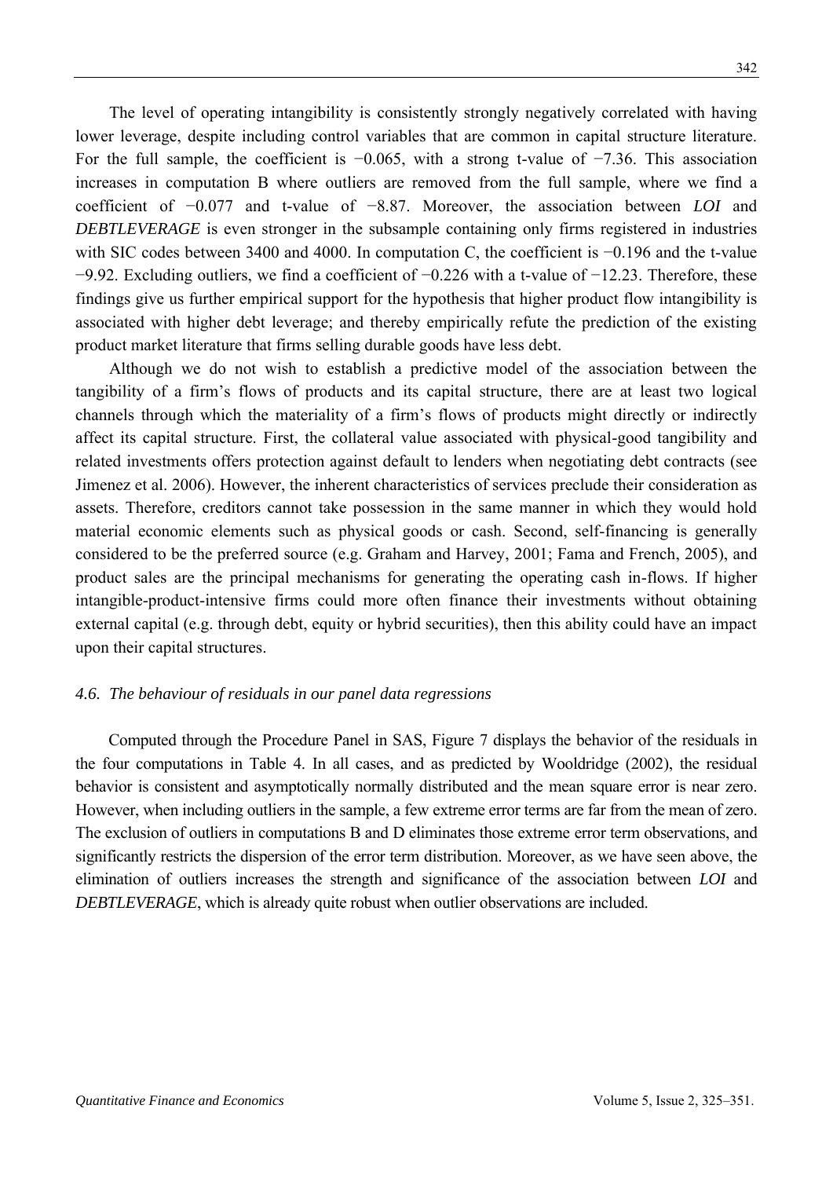The level of operating intangibility is consistently strongly negatively correlated with having lower leverage, despite including control variables that are common in capital structure literature. For the full sample, the coefficient is −0.065, with a strong t-value of −7.36. This association increases in computation B where outliers are removed from the full sample, where we find a coefficient of −0.077 and t-value of −8.87. Moreover, the association between *LOI* and *DEBTLEVERAGE* is even stronger in the subsample containing only firms registered in industries with SIC codes between 3400 and 4000. In computation C, the coefficient is −0.196 and the t-value −9.92. Excluding outliers, we find a coefficient of −0.226 with a t-value of −12.23. Therefore, these findings give us further empirical support for the hypothesis that higher product flow intangibility is associated with higher debt leverage; and thereby empirically refute the prediction of the existing product market literature that firms selling durable goods have less debt.

Although we do not wish to establish a predictive model of the association between the tangibility of a firm's flows of products and its capital structure, there are at least two logical channels through which the materiality of a firm's flows of products might directly or indirectly affect its capital structure. First, the collateral value associated with physical-good tangibility and related investments offers protection against default to lenders when negotiating debt contracts (see Jimenez et al. 2006). However, the inherent characteristics of services preclude their consideration as assets. Therefore, creditors cannot take possession in the same manner in which they would hold material economic elements such as physical goods or cash. Second, self-financing is generally considered to be the preferred source (e.g. Graham and Harvey, 2001; Fama and French, 2005), and product sales are the principal mechanisms for generating the operating cash in-flows. If higher intangible-product-intensive firms could more often finance their investments without obtaining external capital (e.g. through debt, equity or hybrid securities), then this ability could have an impact upon their capital structures.

### *4.6. The behaviour of residuals in our panel data regressions*

Computed through the Procedure Panel in SAS, Figure 7 displays the behavior of the residuals in the four computations in Table 4. In all cases, and as predicted by Wooldridge (2002), the residual behavior is consistent and asymptotically normally distributed and the mean square error is near zero. However, when including outliers in the sample, a few extreme error terms are far from the mean of zero. The exclusion of outliers in computations B and D eliminates those extreme error term observations, and significantly restricts the dispersion of the error term distribution. Moreover, as we have seen above, the elimination of outliers increases the strength and significance of the association between *LOI* and *DEBTLEVERAGE*, which is already quite robust when outlier observations are included.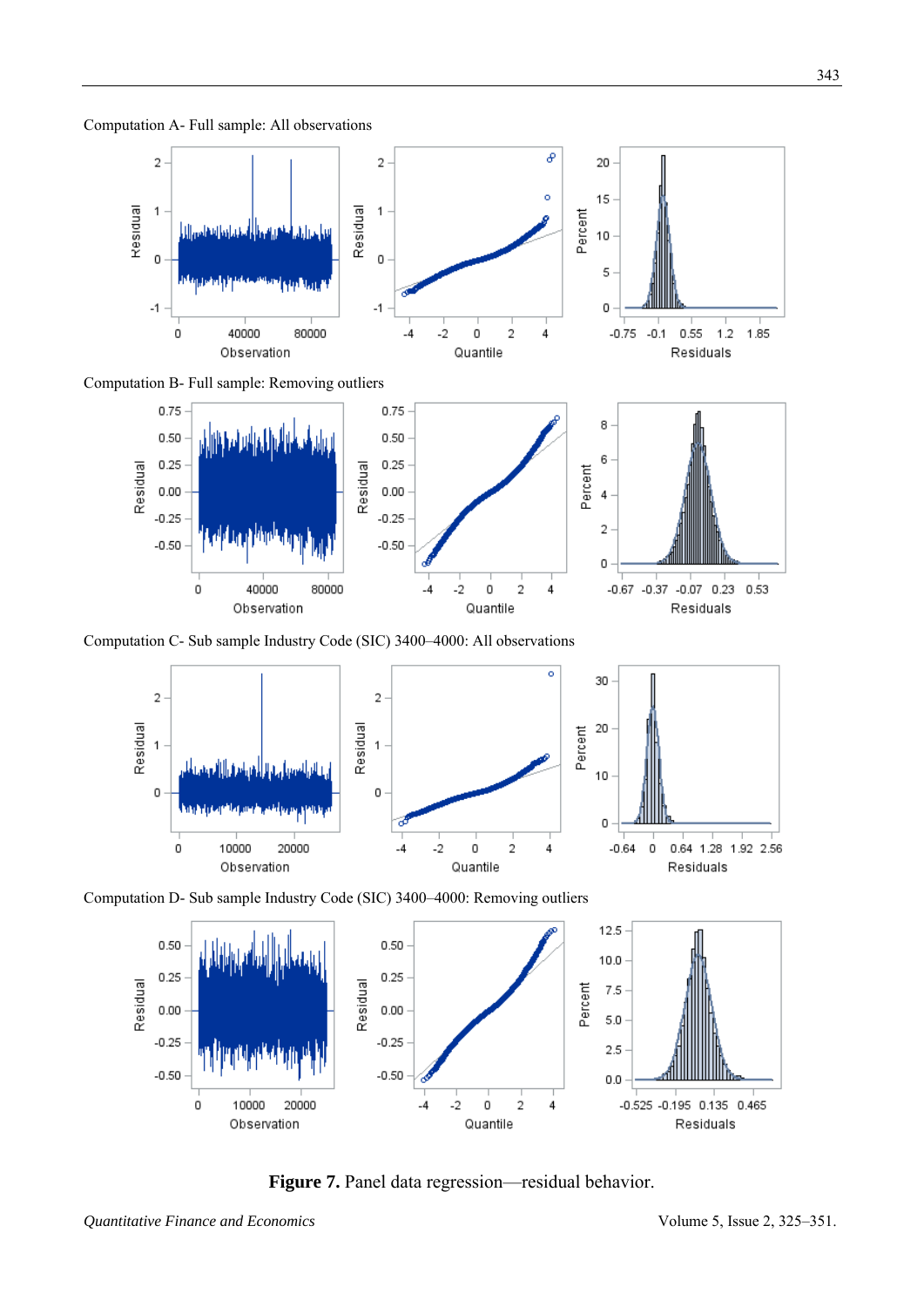Computation A- Full sample: All observations

Computation B- Full sample: Removing outliers

Computation C- Sub sample Industry Code (SIC) 3400–4000: All observations

Computation D- Sub sample Industry Code (SIC) 3400–4000: Removing outliers

**Figure 7.** Panel data regression—residual behavior.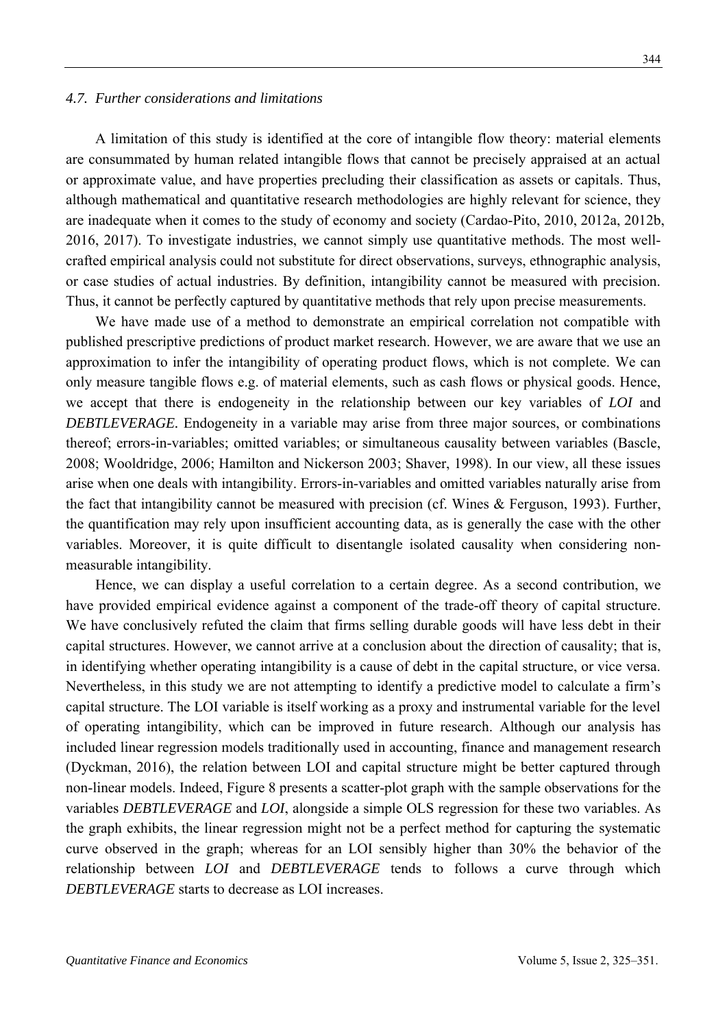### *4.7. Further considerations and limitations*

A limitation of this study is identified at the core of intangible flow theory: material elements are consummated by human related intangible flows that cannot be precisely appraised at an actual or approximate value, and have properties precluding their classification as assets or capitals. Thus, although mathematical and quantitative research methodologies are highly relevant for science, they are inadequate when it comes to the study of economy and society (Cardao-Pito, 2010, 2012a, 2012b, 2016, 2017). To investigate industries, we cannot simply use quantitative methods. The most well-crafted empirical analysis could not substitute for direct observations, surveys, ethnographic analysis, or case studies of actual industries. By definition, intangibility cannot be measured with precision. Thus, it cannot be perfectly captured by quantitative methods that rely upon precise measurements.

We have made use of a method to demonstrate an empirical correlation not compatible with published prescriptive predictions of product market research. However, we are aware that we use an approximation to infer the intangibility of operating product flows, which is not complete. We can only measure tangible flows e.g. of material elements, such as cash flows or physical goods. Hence, we accept that there is endogeneity in the relationship between our key variables of *LOI* and *DEBTLEVERAGE*. Endogeneity in a variable may arise from three major sources, or combinations thereof; errors-in-variables; omitted variables; or simultaneous causality between variables (Bascle, 2008; Wooldridge, 2006; Hamilton and Nickerson 2003; Shaver, 1998). In our view, all these issues arise when one deals with intangibility. Errors-in-variables and omitted variables naturally arise from the fact that intangibility cannot be measured with precision (cf. Wines & Ferguson, 1993). Further, the quantification may rely upon insufficient accounting data, as is generally the case with the other variables. Moreover, it is quite difficult to disentangle isolated causality when considering non-measurable intangibility.

Hence, we can display a useful correlation to a certain degree. As a second contribution, we have provided empirical evidence against a component of the trade-off theory of capital structure. We have conclusively refuted the claim that firms selling durable goods will have less debt in their capital structures. However, we cannot arrive at a conclusion about the direction of causality; that is, in identifying whether operating intangibility is a cause of debt in the capital structure, or vice versa. Nevertheless, in this study we are not attempting to identify a predictive model to calculate a firm's capital structure. The LOI variable is itself working as a proxy and instrumental variable for the level of operating intangibility, which can be improved in future research. Although our analysis has included linear regression models traditionally used in accounting, finance and management research (Dyckman, 2016), the relation between LOI and capital structure might be better captured through non-linear models. Indeed, Figure 8 presents a scatter-plot graph with the sample observations for the variables *DEBTLEVERAGE* and *LOI*, alongside a simple OLS regression for these two variables. As the graph exhibits, the linear regression might not be a perfect method for capturing the systematic curve observed in the graph; whereas for an LOI sensibly higher than 30% the behavior of the relationship between *LOI* and *DEBTLEVERAGE* tends to follows a curve through which *DEBTLEVERAGE* starts to decrease as LOI increases.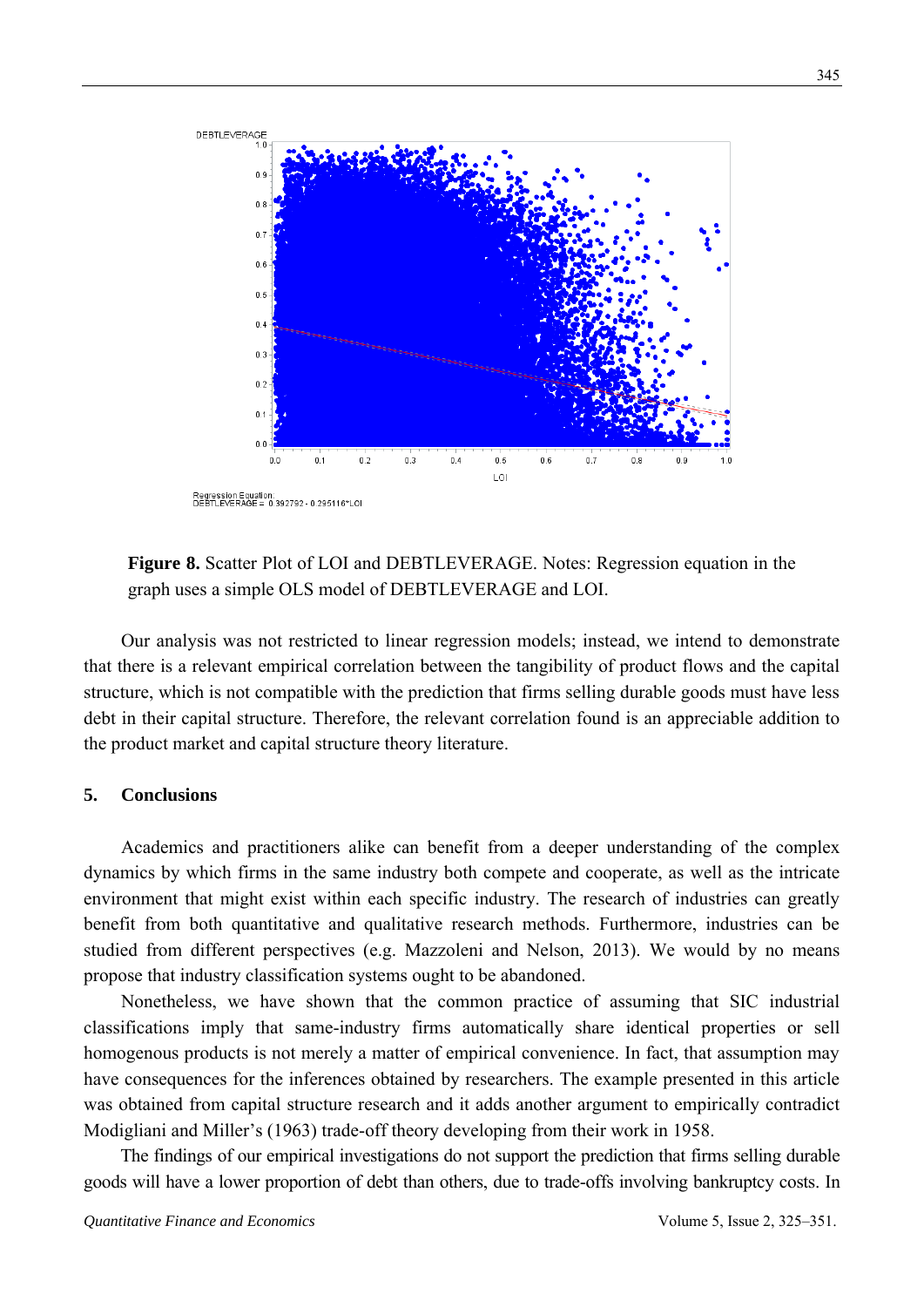Regression Equation:
DEBTLEVERAGE = 0.392792 - 0.295116*LOI

**Figure 8.** Scatter Plot of LOI and DEBTLEVERAGE. Notes: Regression equation in the graph uses a simple OLS model of DEBTLEVERAGE and LOI.

Our analysis was not restricted to linear regression models; instead, we intend to demonstrate that there is a relevant empirical correlation between the tangibility of product flows and the capital structure, which is not compatible with the prediction that firms selling durable goods must have less debt in their capital structure. Therefore, the relevant correlation found is an appreciable addition to the product market and capital structure theory literature.

## 5. Conclusions

Academics and practitioners alike can benefit from a deeper understanding of the complex dynamics by which firms in the same industry both compete and cooperate, as well as the intricate environment that might exist within each specific industry. The research of industries can greatly benefit from both quantitative and qualitative research methods. Furthermore, industries can be studied from different perspectives (e.g. Mazzoleni and Nelson, 2013). We would by no means propose that industry classification systems ought to be abandoned.

Nonetheless, we have shown that the common practice of assuming that SIC industrial classifications imply that same-industry firms automatically share identical properties or sell homogenous products is not merely a matter of empirical convenience. In fact, that assumption may have consequences for the inferences obtained by researchers. The example presented in this article was obtained from capital structure research and it adds another argument to empirically contradict Modigliani and Miller's (1963) trade-off theory developing from their work in 1958.

The findings of our empirical investigations do not support the prediction that firms selling durable goods will have a lower proportion of debt than others, due to trade-offs involving bankruptcy costs. In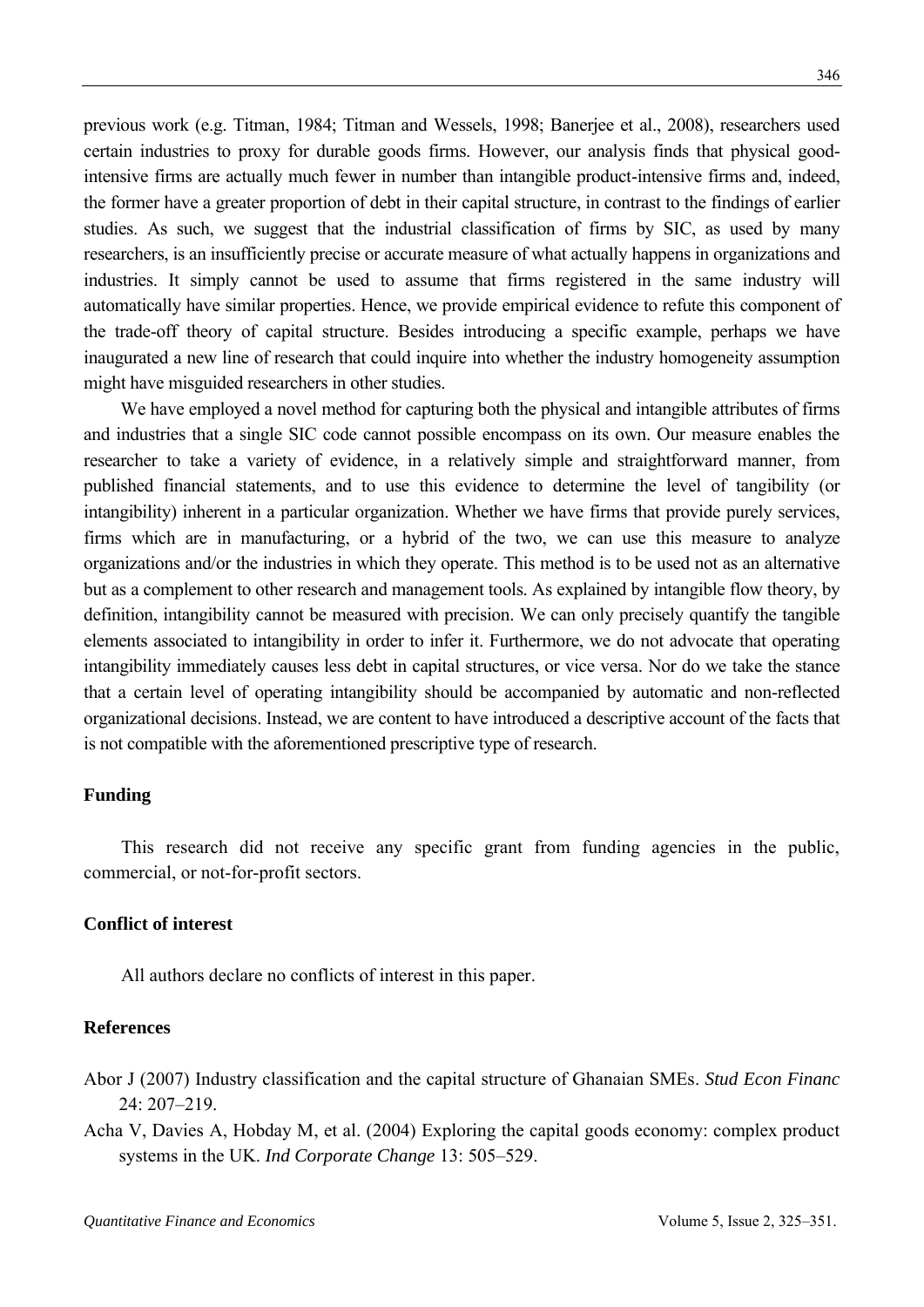previous work (e.g. Titman, 1984; Titman and Wessels, 1998; Banerjee et al., 2008), researchers used certain industries to proxy for durable goods firms. However, our analysis finds that physical good-intensive firms are actually much fewer in number than intangible product-intensive firms and, indeed, the former have a greater proportion of debt in their capital structure, in contrast to the findings of earlier studies. As such, we suggest that the industrial classification of firms by SIC, as used by many researchers, is an insufficiently precise or accurate measure of what actually happens in organizations and industries. It simply cannot be used to assume that firms registered in the same industry will automatically have similar properties. Hence, we provide empirical evidence to refute this component of the trade-off theory of capital structure. Besides introducing a specific example, perhaps we have inaugurated a new line of research that could inquire into whether the industry homogeneity assumption might have misguided researchers in other studies.

We have employed a novel method for capturing both the physical and intangible attributes of firms and industries that a single SIC code cannot possible encompass on its own. Our measure enables the researcher to take a variety of evidence, in a relatively simple and straightforward manner, from published financial statements, and to use this evidence to determine the level of tangibility (or intangibility) inherent in a particular organization. Whether we have firms that provide purely services, firms which are in manufacturing, or a hybrid of the two, we can use this measure to analyze organizations and/or the industries in which they operate. This method is to be used not as an alternative but as a complement to other research and management tools. As explained by intangible flow theory, by definition, intangibility cannot be measured with precision. We can only precisely quantify the tangible elements associated to intangibility in order to infer it. Furthermore, we do not advocate that operating intangibility immediately causes less debt in capital structures, or vice versa. Nor do we take the stance that a certain level of operating intangibility should be accompanied by automatic and non-reflected organizational decisions. Instead, we are content to have introduced a descriptive account of the facts that is not compatible with the aforementioned prescriptive type of research.

## Funding

This research did not receive any specific grant from funding agencies in the public, commercial, or not-for-profit sectors.

## Conflict of interest

All authors declare no conflicts of interest in this paper.

## References

Abor J (2007) Industry classification and the capital structure of Ghanaian SMEs. *Stud Econ Financ* 24: 207–219.

Acha V, Davies A, Hobday M, et al. (2004) Exploring the capital goods economy: complex product systems in the UK. *Ind Corporate Change* 13: 505–529.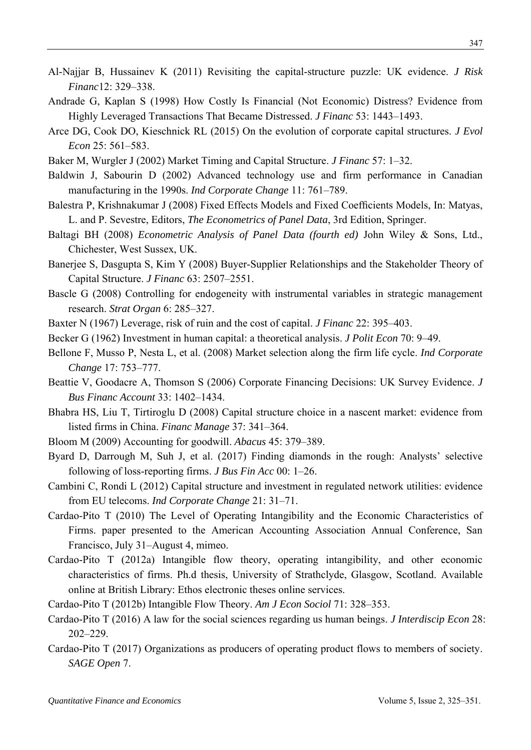Al-Najjar B, Hussainev K (2011) Revisiting the capital-structure puzzle: UK evidence. *J Risk Financ*12: 329–338.

Andrade G, Kaplan S (1998) How Costly Is Financial (Not Economic) Distress? Evidence from Highly Leveraged Transactions That Became Distressed. *J Financ* 53: 1443–1493.

Arce DG, Cook DO, Kieschnick RL (2015) On the evolution of corporate capital structures. *J Evol Econ* 25: 561–583.

Baker M, Wurgler J (2002) Market Timing and Capital Structure. *J Financ* 57: 1–32.

Baldwin J, Sabourin D (2002) Advanced technology use and firm performance in Canadian manufacturing in the 1990s. *Ind Corporate Change* 11: 761–789.

Balestra P, Krishnakumar J (2008) Fixed Effects Models and Fixed Coefficients Models, In: Matyas, L. and P. Sevestre, Editors, *The Econometrics of Panel Data*, 3rd Edition, Springer.

Baltagi BH (2008) *Econometric Analysis of Panel Data (fourth ed)* John Wiley & Sons, Ltd., Chichester, West Sussex, UK.

Banerjee S, Dasgupta S, Kim Y (2008) Buyer-Supplier Relationships and the Stakeholder Theory of Capital Structure. *J Financ* 63: 2507–2551.

Bascle G (2008) Controlling for endogeneity with instrumental variables in strategic management research. *Strat Organ* 6: 285–327.

Baxter N (1967) Leverage, risk of ruin and the cost of capital. *J Financ* 22: 395–403.

Becker G (1962) Investment in human capital: a theoretical analysis. *J Polit Econ* 70: 9–49.

Bellone F, Musso P, Nesta L, et al. (2008) Market selection along the firm life cycle. *Ind Corporate Change* 17: 753–777.

Beattie V, Goodacre A, Thomson S (2006) Corporate Financing Decisions: UK Survey Evidence. *J Bus Financ Account* 33: 1402–1434.

Bhabra HS, Liu T, Tirtiroglu D (2008) Capital structure choice in a nascent market: evidence from listed firms in China. *Financ Manage* 37: 341–364.

Bloom M (2009) Accounting for goodwill. *Abacus* 45: 379–389.

Byard D, Darrough M, Suh J, et al. (2017) Finding diamonds in the rough: Analysts' selective following of loss-reporting firms. *J Bus Fin Acc* 00: 1–26.

Cambini C, Rondi L (2012) Capital structure and investment in regulated network utilities: evidence from EU telecoms. *Ind Corporate Change* 21: 31–71.

Cardao-Pito T (2010) The Level of Operating Intangibility and the Economic Characteristics of Firms. paper presented to the American Accounting Association Annual Conference, San Francisco, July 31–August 4, mimeo.

Cardao-Pito T (2012a) Intangible flow theory, operating intangibility, and other economic characteristics of firms. Ph.d thesis, University of Strathclyde, Glasgow, Scotland. Available online at British Library: Ethos electronic theses online services.

Cardao-Pito T (2012b) Intangible Flow Theory. *Am J Econ Sociol* 71: 328–353.

Cardao-Pito T (2016) A law for the social sciences regarding us human beings. *J Interdiscip Econ* 28: 202–229.

Cardao-Pito T (2017) Organizations as producers of operating product flows to members of society. *SAGE Open* 7.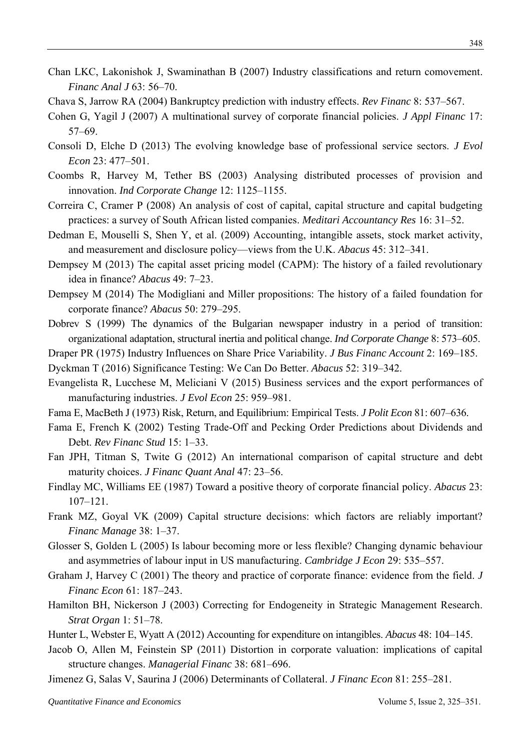Chan LKC, Lakonishok J, Swaminathan B (2007) Industry classifications and return comovement. *Financ Anal J* 63: 56–70.

Chava S, Jarrow RA (2004) Bankruptcy prediction with industry effects. *Rev Financ* 8: 537–567.

Cohen G, Yagil J (2007) A multinational survey of corporate financial policies. *J Appl Financ* 17: 57–69.

Consoli D, Elche D (2013) The evolving knowledge base of professional service sectors. *J Evol Econ* 23: 477–501.

Coombs R, Harvey M, Tether BS (2003) Analysing distributed processes of provision and innovation. *Ind Corporate Change* 12: 1125–1155.

Correira C, Cramer P (2008) An analysis of cost of capital, capital structure and capital budgeting practices: a survey of South African listed companies. *Meditari Accountancy Res* 16: 31–52.

Dedman E, Mouselli S, Shen Y, et al. (2009) Accounting, intangible assets, stock market activity, and measurement and disclosure policy—views from the U.K. *Abacus* 45: 312–341.

Dempsey M (2013) The capital asset pricing model (CAPM): The history of a failed revolutionary idea in finance? *Abacus* 49: 7–23.

Dempsey M (2014) The Modigliani and Miller propositions: The history of a failed foundation for corporate finance? *Abacus* 50: 279–295.

Dobrev S (1999) The dynamics of the Bulgarian newspaper industry in a period of transition: organizational adaptation, structural inertia and political change. *Ind Corporate Change* 8: 573–605.

Draper PR (1975) Industry Influences on Share Price Variability. *J Bus Financ Account* 2: 169–185.

Dyckman T (2016) Significance Testing: We Can Do Better. *Abacus* 52: 319–342.

Evangelista R, Lucchese M, Meliciani V (2015) Business services and the export performances of manufacturing industries. *J Evol Econ* 25: 959–981.

Fama E, MacBeth J (1973) Risk, Return, and Equilibrium: Empirical Tests. *J Polit Econ* 81: 607–636.

Fama E, French K (2002) Testing Trade-Off and Pecking Order Predictions about Dividends and Debt. *Rev Financ Stud* 15: 1–33.

Fan JPH, Titman S, Twite G (2012) An international comparison of capital structure and debt maturity choices. *J Financ Quant Anal* 47: 23–56.

Findlay MC, Williams EE (1987) Toward a positive theory of corporate financial policy. *Abacus* 23: 107–121.

Frank MZ, Goyal VK (2009) Capital structure decisions: which factors are reliably important? *Financ Manage* 38: 1–37.

Glosser S, Golden L (2005) Is labour becoming more or less flexible? Changing dynamic behaviour and asymmetries of labour input in US manufacturing. *Cambridge J Econ* 29: 535–557.

Graham J, Harvey C (2001) The theory and practice of corporate finance: evidence from the field. *J Financ Econ* 61: 187–243.

Hamilton BH, Nickerson J (2003) Correcting for Endogeneity in Strategic Management Research. *Strat Organ* 1: 51–78.

Hunter L, Webster E, Wyatt A (2012) Accounting for expenditure on intangibles. *Abacus* 48: 104–145.

Jacob O, Allen M, Feinstein SP (2011) Distortion in corporate valuation: implications of capital structure changes. *Managerial Financ* 38: 681–696.

Jimenez G, Salas V, Saurina J (2006) Determinants of Collateral. *J Financ Econ* 81: 255–281.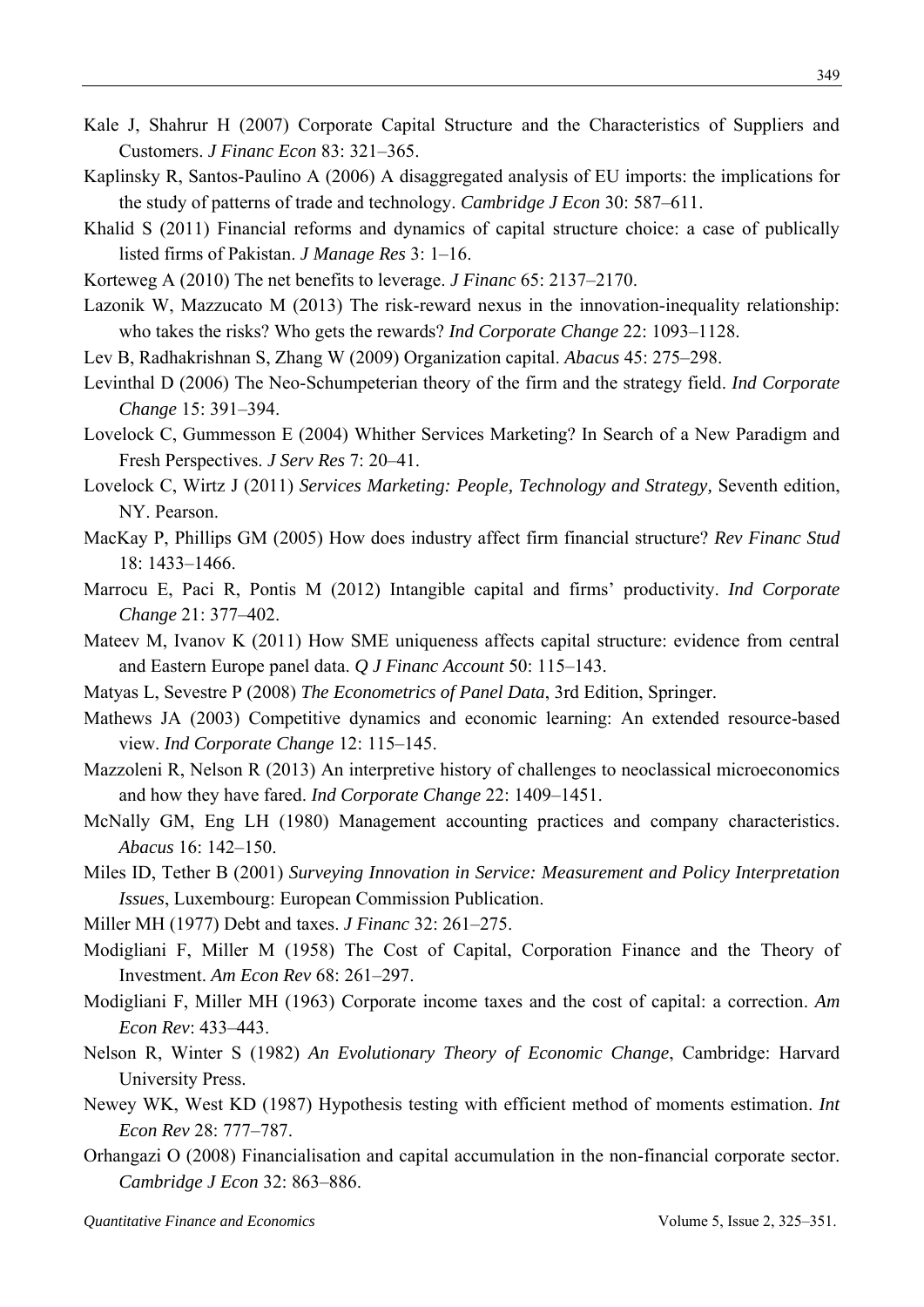Kale J, Shahrur H (2007) Corporate Capital Structure and the Characteristics of Suppliers and Customers. *J Financ Econ* 83: 321–365.

Kaplinsky R, Santos-Paulino A (2006) A disaggregated analysis of EU imports: the implications for the study of patterns of trade and technology. *Cambridge J Econ* 30: 587–611.

Khalid S (2011) Financial reforms and dynamics of capital structure choice: a case of publically listed firms of Pakistan. *J Manage Res* 3: 1–16.

Korteweg A (2010) The net benefits to leverage. *J Financ* 65: 2137–2170.

Lazonik W, Mazzucato M (2013) The risk-reward nexus in the innovation-inequality relationship: who takes the risks? Who gets the rewards? *Ind Corporate Change* 22: 1093–1128.

Lev B, Radhakrishnan S, Zhang W (2009) Organization capital. *Abacus* 45: 275–298.

Levinthal D (2006) The Neo-Schumpeterian theory of the firm and the strategy field. *Ind Corporate Change* 15: 391–394.

Lovelock C, Gummesson E (2004) Whither Services Marketing? In Search of a New Paradigm and Fresh Perspectives. *J Serv Res* 7: 20–41.

Lovelock C, Wirtz J (2011) *Services Marketing: People, Technology and Strategy,* Seventh edition, NY. Pearson.

MacKay P, Phillips GM (2005) How does industry affect firm financial structure? *Rev Financ Stud* 18: 1433–1466.

Marrocu E, Paci R, Pontis M (2012) Intangible capital and firms' productivity. *Ind Corporate Change* 21: 377–402.

Mateev M, Ivanov K (2011) How SME uniqueness affects capital structure: evidence from central and Eastern Europe panel data. *Q J Financ Account* 50: 115–143.

Matyas L, Sevestre P (2008) *The Econometrics of Panel Data*, 3rd Edition, Springer.

Mathews JA (2003) Competitive dynamics and economic learning: An extended resource-based view. *Ind Corporate Change* 12: 115–145.

Mazzoleni R, Nelson R (2013) An interpretive history of challenges to neoclassical microeconomics and how they have fared. *Ind Corporate Change* 22: 1409–1451.

McNally GM, Eng LH (1980) Management accounting practices and company characteristics. *Abacus* 16: 142–150.

Miles ID, Tether B (2001) *Surveying Innovation in Service: Measurement and Policy Interpretation Issues*, Luxembourg: European Commission Publication.

Miller MH (1977) Debt and taxes. *J Financ* 32: 261–275.

Modigliani F, Miller M (1958) The Cost of Capital, Corporation Finance and the Theory of Investment. *Am Econ Rev* 68: 261–297.

Modigliani F, Miller MH (1963) Corporate income taxes and the cost of capital: a correction. *Am Econ Rev*: 433–443.

Nelson R, Winter S (1982) *An Evolutionary Theory of Economic Change*, Cambridge: Harvard University Press.

Newey WK, West KD (1987) Hypothesis testing with efficient method of moments estimation. *Int Econ Rev* 28: 777–787.

Orhangazi O (2008) Financialisation and capital accumulation in the non-financial corporate sector. *Cambridge J Econ* 32: 863–886.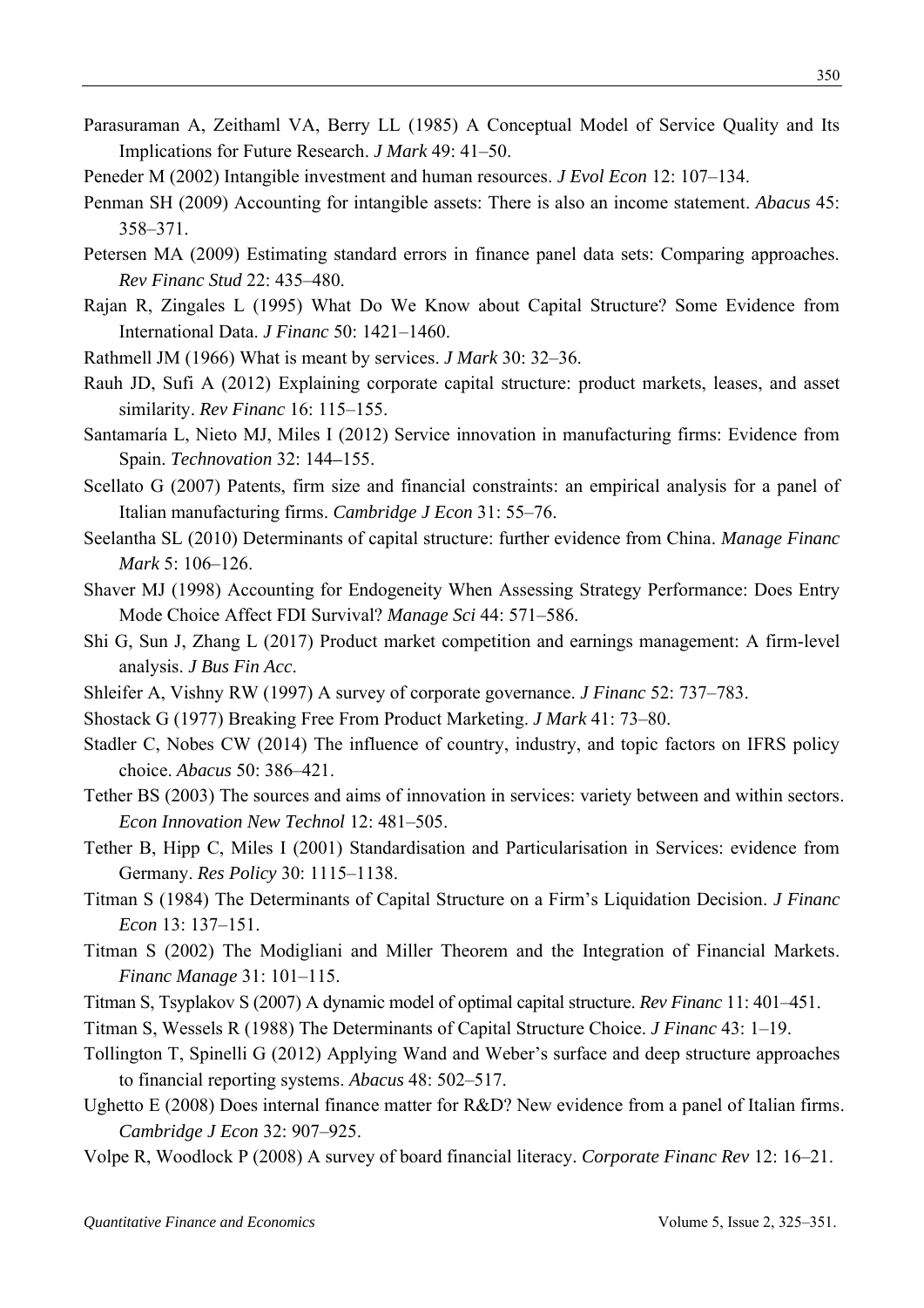Parasuraman A, Zeithaml VA, Berry LL (1985) A Conceptual Model of Service Quality and Its Implications for Future Research. *J Mark* 49: 41–50.

Peneder M (2002) Intangible investment and human resources. *J Evol Econ* 12: 107–134.

Penman SH (2009) Accounting for intangible assets: There is also an income statement. *Abacus* 45: 358–371.

Petersen MA (2009) Estimating standard errors in finance panel data sets: Comparing approaches. *Rev Financ Stud* 22: 435–480.

Rajan R, Zingales L (1995) What Do We Know about Capital Structure? Some Evidence from International Data. *J Financ* 50: 1421–1460.

Rathmell JM (1966) What is meant by services. *J Mark* 30: 32–36.

Rauh JD, Sufi A (2012) Explaining corporate capital structure: product markets, leases, and asset similarity. *Rev Financ* 16: 115–155.

Santamaría L, Nieto MJ, Miles I (2012) Service innovation in manufacturing firms: Evidence from Spain. *Technovation* 32: 144–155.

Scellato G (2007) Patents, firm size and financial constraints: an empirical analysis for a panel of Italian manufacturing firms. *Cambridge J Econ* 31: 55–76.

Seelantha SL (2010) Determinants of capital structure: further evidence from China. *Manage Financ Mark* 5: 106–126.

Shaver MJ (1998) Accounting for Endogeneity When Assessing Strategy Performance: Does Entry Mode Choice Affect FDI Survival? *Manage Sci* 44: 571–586.

Shi G, Sun J, Zhang L (2017) Product market competition and earnings management: A firm-level analysis. *J Bus Fin Acc*.

Shleifer A, Vishny RW (1997) A survey of corporate governance. *J Financ* 52: 737–783.

Shostack G (1977) Breaking Free From Product Marketing. *J Mark* 41: 73–80.

Stadler C, Nobes CW (2014) The influence of country, industry, and topic factors on IFRS policy choice. *Abacus* 50: 386–421.

Tether BS (2003) The sources and aims of innovation in services: variety between and within sectors. *Econ Innovation New Technol* 12: 481–505.

Tether B, Hipp C, Miles I (2001) Standardisation and Particularisation in Services: evidence from Germany. *Res Policy* 30: 1115–1138.

Titman S (1984) The Determinants of Capital Structure on a Firm's Liquidation Decision. *J Financ Econ* 13: 137–151.

Titman S (2002) The Modigliani and Miller Theorem and the Integration of Financial Markets. *Financ Manage* 31: 101–115.

Titman S, Tsyplakov S (2007) A dynamic model of optimal capital structure. *Rev Financ* 11: 401–451.

Titman S, Wessels R (1988) The Determinants of Capital Structure Choice. *J Financ* 43: 1–19.

Tollington T, Spinelli G (2012) Applying Wand and Weber's surface and deep structure approaches to financial reporting systems. *Abacus* 48: 502–517.

Ughetto E (2008) Does internal finance matter for R&D? New evidence from a panel of Italian firms. *Cambridge J Econ* 32: 907–925.

Volpe R, Woodlock P (2008) A survey of board financial literacy. *Corporate Financ Rev* 12: 16–21.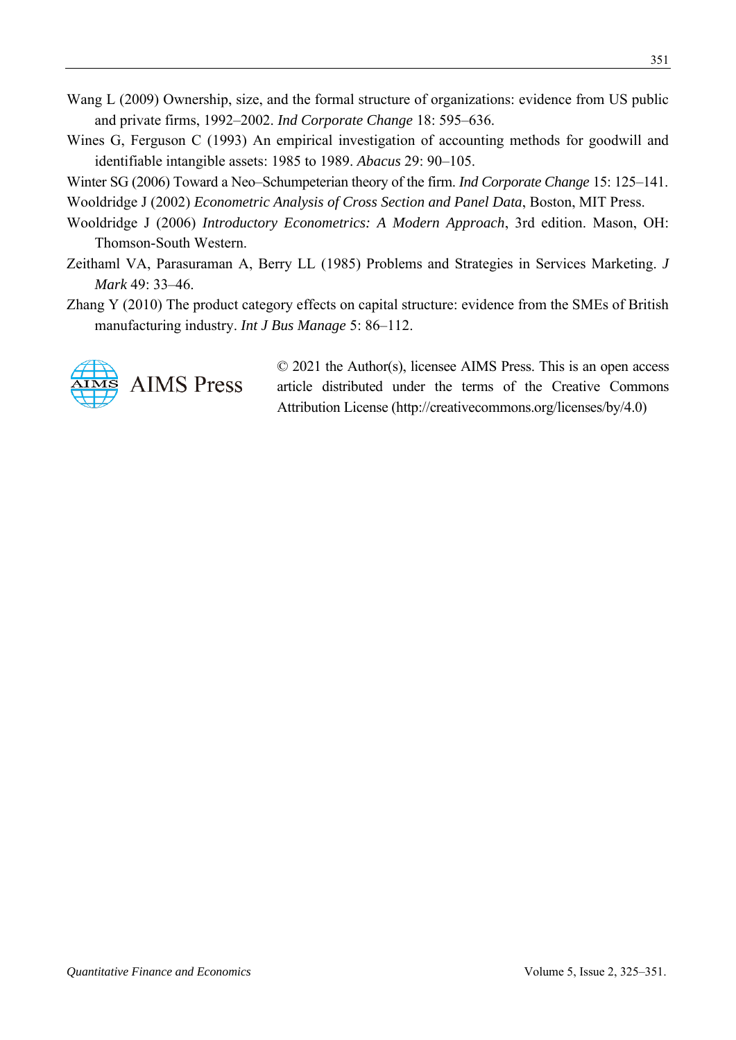Wang L (2009) Ownership, size, and the formal structure of organizations: evidence from US public and private firms, 1992–2002. *Ind Corporate Change* 18: 595–636.

Wines G, Ferguson C (1993) An empirical investigation of accounting methods for goodwill and identifiable intangible assets: 1985 to 1989. *Abacus* 29: 90–105.

Winter SG (2006) Toward a Neo–Schumpeterian theory of the firm. *Ind Corporate Change* 15: 125–141.

Wooldridge J (2002) *Econometric Analysis of Cross Section and Panel Data*, Boston, MIT Press.

Wooldridge J (2006) *Introductory Econometrics: A Modern Approach*, 3rd edition. Mason, OH: Thomson-South Western.

Zeithaml VA, Parasuraman A, Berry LL (1985) Problems and Strategies in Services Marketing. *J Mark* 49: 33–46.

Zhang Y (2010) The product category effects on capital structure: evidence from the SMEs of British manufacturing industry. *Int J Bus Manage* 5: 86–112.

AIMS Press

© 2021 the Author(s), licensee AIMS Press. This is an open access article distributed under the terms of the Creative Commons Attribution License (http://creativecommons.org/licenses/by/4.0)